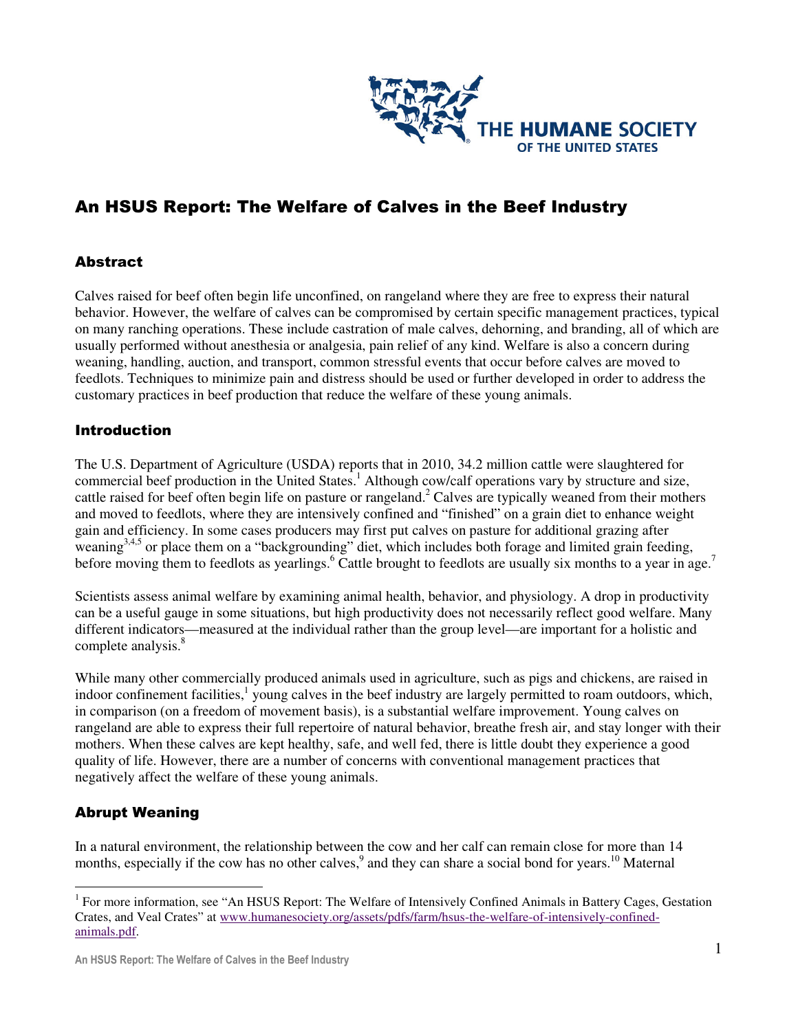# An HSUS Report: The Welfare of Calves in the Beef Industry

## Abstract

Calves raised for beef often begin life unconfined, on rangeland where they are free to express their natural behavior. However, the welfare of calves can be compromised by certain specific management practices, typical on many ranching operations. These include castration of male calves, dehorning, and branding, all of which are usually performed without anesthesia or analgesia, pain relief of any kind. Welfare is also a concern during weaning, handling, auction, and transport, common stressful events that occur before calves are moved to feedlots. Techniques to minimize pain and distress should be used or further developed in order to address the customary practices in beef production that reduce the welfare of these young animals.

## Introduction

The U.S. Department of Agriculture (USDA) reports that in 2010, 34.2 million cattle were slaughtered for commercial beef production in the United States.[1] Although cow/calf operations vary by structure and size, cattle raised for beef often begin life on pasture or rangeland.[2] Calves are typically weaned from their mothers and moved to feedlots, where they are intensively confined and "finished" on a grain diet to enhance weight gain and efficiency. In some cases producers may first put calves on pasture for additional grazing after weaning[3,4,5] or place them on a "backgrounding" diet, which includes both forage and limited grain feeding, before moving them to feedlots as yearlings.[6] Cattle brought to feedlots are usually six months to a year in age.[7]

Scientists assess animal welfare by examining animal health, behavior, and physiology. A drop in productivity can be a useful gauge in some situations, but high productivity does not necessarily reflect good welfare. Many different indicators—measured at the individual rather than the group level—are important for a holistic and complete analysis.[8]

While many other commercially produced animals used in agriculture, such as pigs and chickens, are raised in indoor confinement facilities,[1] young calves in the beef industry are largely permitted to roam outdoors, which, in comparison (on a freedom of movement basis), is a substantial welfare improvement. Young calves on rangeland are able to express their full repertoire of natural behavior, breathe fresh air, and stay longer with their mothers. When these calves are kept healthy, safe, and well fed, there is little doubt they experience a good quality of life. However, there are a number of concerns with conventional management practices that negatively affect the welfare of these young animals.

## Abrupt Weaning

In a natural environment, the relationship between the cow and her calf can remain close for more than 14 months, especially if the cow has no other calves,[9] and they can share a social bond for years.[10] Maternal

---

[1] For more information, see "An HSUS Report: The Welfare of Intensively Confined Animals in Battery Cages, Gestation Crates, and Veal Crates" at www.humanesociety.org/assets/pdfs/farm/hsus-the-welfare-of-intensively-confined-animals.pdf.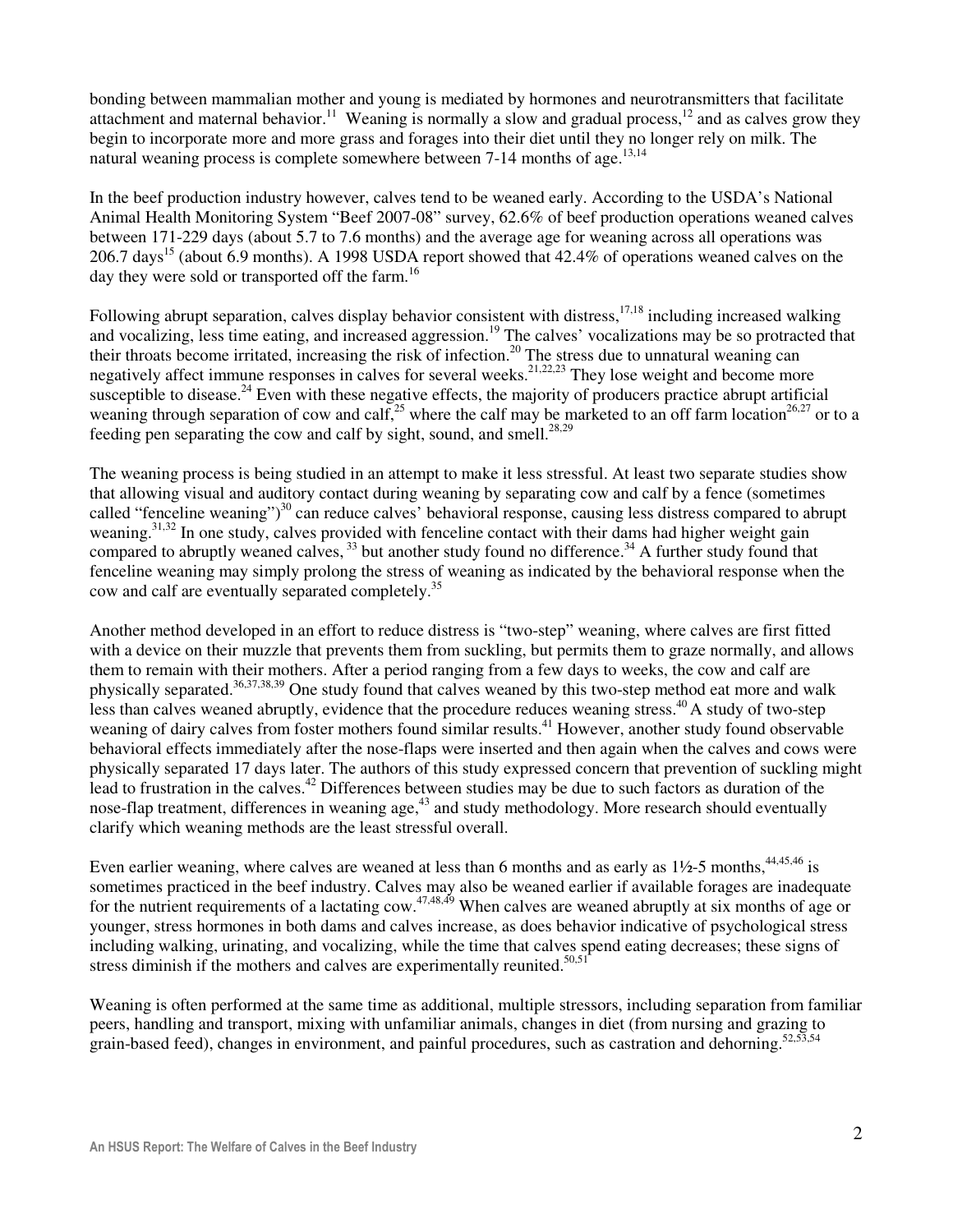bonding between mammalian mother and young is mediated by hormones and neurotransmitters that facilitate attachment and maternal behavior.[11] Weaning is normally a slow and gradual process,[12] and as calves grow they begin to incorporate more and more grass and forages into their diet until they no longer rely on milk. The natural weaning process is complete somewhere between 7-14 months of age.[13,14]

In the beef production industry however, calves tend to be weaned early. According to the USDA's National Animal Health Monitoring System "Beef 2007-08" survey, 62.6% of beef production operations weaned calves between 171-229 days (about 5.7 to 7.6 months) and the average age for weaning across all operations was 206.7 days[15] (about 6.9 months). A 1998 USDA report showed that 42.4% of operations weaned calves on the day they were sold or transported off the farm.[16]

Following abrupt separation, calves display behavior consistent with distress,[17,18] including increased walking and vocalizing, less time eating, and increased aggression.[19] The calves' vocalizations may be so protracted that their throats become irritated, increasing the risk of infection.[20] The stress due to unnatural weaning can negatively affect immune responses in calves for several weeks.[21,22,23] They lose weight and become more susceptible to disease.[24] Even with these negative effects, the majority of producers practice abrupt artificial weaning through separation of cow and calf,[25] where the calf may be marketed to an off farm location[26,27] or to a feeding pen separating the cow and calf by sight, sound, and smell.[28,29]

The weaning process is being studied in an attempt to make it less stressful. At least two separate studies show that allowing visual and auditory contact during weaning by separating cow and calf by a fence (sometimes called "fenceline weaning")[30] can reduce calves' behavioral response, causing less distress compared to abrupt weaning.[31,32] In one study, calves provided with fenceline contact with their dams had higher weight gain compared to abruptly weaned calves,[33] but another study found no difference.[34] A further study found that fenceline weaning may simply prolong the stress of weaning as indicated by the behavioral response when the cow and calf are eventually separated completely.[35]

Another method developed in an effort to reduce distress is "two-step" weaning, where calves are first fitted with a device on their muzzle that prevents them from suckling, but permits them to graze normally, and allows them to remain with their mothers. After a period ranging from a few days to weeks, the cow and calf are physically separated.[36,37,38,39] One study found that calves weaned by this two-step method eat more and walk less than calves weaned abruptly, evidence that the procedure reduces weaning stress.[40] A study of two-step weaning of dairy calves from foster mothers found similar results.[41] However, another study found observable behavioral effects immediately after the nose-flaps were inserted and then again when the calves and cows were physically separated 17 days later. The authors of this study expressed concern that prevention of suckling might lead to frustration in the calves.[42] Differences between studies may be due to such factors as duration of the nose-flap treatment, differences in weaning age,[43] and study methodology. More research should eventually clarify which weaning methods are the least stressful overall.

Even earlier weaning, where calves are weaned at less than 6 months and as early as 1½-5 months,[44,45,46] is sometimes practiced in the beef industry. Calves may also be weaned earlier if available forages are inadequate for the nutrient requirements of a lactating cow.[47,48,49] When calves are weaned abruptly at six months of age or younger, stress hormones in both dams and calves increase, as does behavior indicative of psychological stress including walking, urinating, and vocalizing, while the time that calves spend eating decreases; these signs of stress diminish if the mothers and calves are experimentally reunited.[50,51]

Weaning is often performed at the same time as additional, multiple stressors, including separation from familiar peers, handling and transport, mixing with unfamiliar animals, changes in diet (from nursing and grazing to grain-based feed), changes in environment, and painful procedures, such as castration and dehorning.[52,53,54]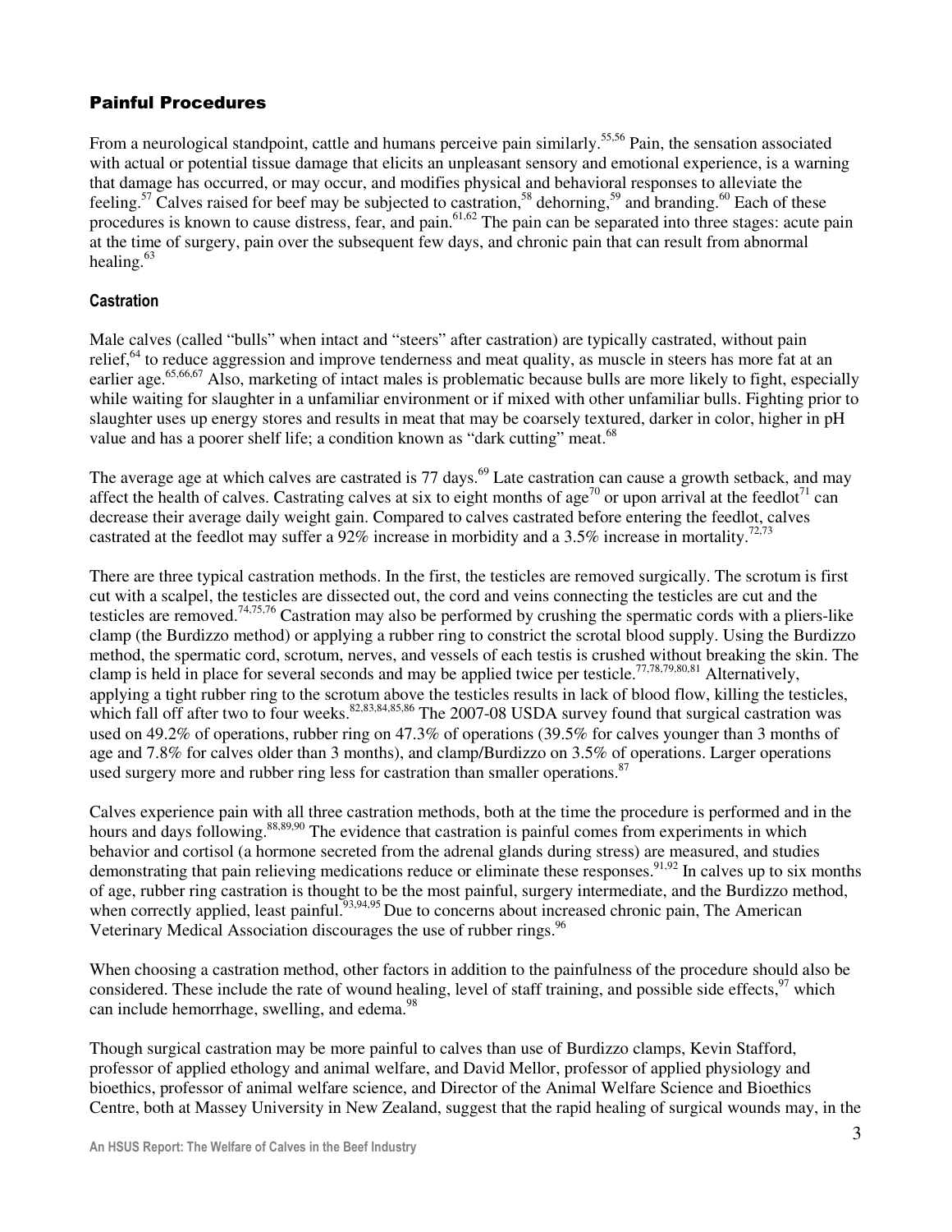## Painful Procedures

From a neurological standpoint, cattle and humans perceive pain similarly.[55,56] Pain, the sensation associated with actual or potential tissue damage that elicits an unpleasant sensory and emotional experience, is a warning that damage has occurred, or may occur, and modifies physical and behavioral responses to alleviate the feeling.[57] Calves raised for beef may be subjected to castration,[58] dehorning,[59] and branding.[60] Each of these procedures is known to cause distress, fear, and pain.[61,62] The pain can be separated into three stages: acute pain at the time of surgery, pain over the subsequent few days, and chronic pain that can result from abnormal healing.[63]

### Castration

Male calves (called "bulls" when intact and "steers" after castration) are typically castrated, without pain relief,[64] to reduce aggression and improve tenderness and meat quality, as muscle in steers has more fat at an earlier age.[65,66,67] Also, marketing of intact males is problematic because bulls are more likely to fight, especially while waiting for slaughter in a unfamiliar environment or if mixed with other unfamiliar bulls. Fighting prior to slaughter uses up energy stores and results in meat that may be coarsely textured, darker in color, higher in pH value and has a poorer shelf life; a condition known as "dark cutting" meat.[68]

The average age at which calves are castrated is 77 days.[69] Late castration can cause a growth setback, and may affect the health of calves. Castrating calves at six to eight months of age[70] or upon arrival at the feedlot[71] can decrease their average daily weight gain. Compared to calves castrated before entering the feedlot, calves castrated at the feedlot may suffer a 92% increase in morbidity and a 3.5% increase in mortality.[72,73]

There are three typical castration methods. In the first, the testicles are removed surgically. The scrotum is first cut with a scalpel, the testicles are dissected out, the cord and veins connecting the testicles are cut and the testicles are removed.[74,75,76] Castration may also be performed by crushing the spermatic cords with a pliers-like clamp (the Burdizzo method) or applying a rubber ring to constrict the scrotal blood supply. Using the Burdizzo method, the spermatic cord, scrotum, nerves, and vessels of each testis is crushed without breaking the skin. The clamp is held in place for several seconds and may be applied twice per testicle.[77,78,79,80,81] Alternatively, applying a tight rubber ring to the scrotum above the testicles results in lack of blood flow, killing the testicles, which fall off after two to four weeks.[82,83,84,85,86] The 2007-08 USDA survey found that surgical castration was used on 49.2% of operations, rubber ring on 47.3% of operations (39.5% for calves younger than 3 months of age and 7.8% for calves older than 3 months), and clamp/Burdizzo on 3.5% of operations. Larger operations used surgery more and rubber ring less for castration than smaller operations.[87]

Calves experience pain with all three castration methods, both at the time the procedure is performed and in the hours and days following.[88,89,90] The evidence that castration is painful comes from experiments in which behavior and cortisol (a hormone secreted from the adrenal glands during stress) are measured, and studies demonstrating that pain relieving medications reduce or eliminate these responses.[91,92] In calves up to six months of age, rubber ring castration is thought to be the most painful, surgery intermediate, and the Burdizzo method, when correctly applied, least painful.[93,94,95] Due to concerns about increased chronic pain, The American Veterinary Medical Association discourages the use of rubber rings.[96]

When choosing a castration method, other factors in addition to the painfulness of the procedure should also be considered. These include the rate of wound healing, level of staff training, and possible side effects,[97] which can include hemorrhage, swelling, and edema.[98]

Though surgical castration may be more painful to calves than use of Burdizzo clamps, Kevin Stafford, professor of applied ethology and animal welfare, and David Mellor, professor of applied physiology and bioethics, professor of animal welfare science, and Director of the Animal Welfare Science and Bioethics Centre, both at Massey University in New Zealand, suggest that the rapid healing of surgical wounds may, in the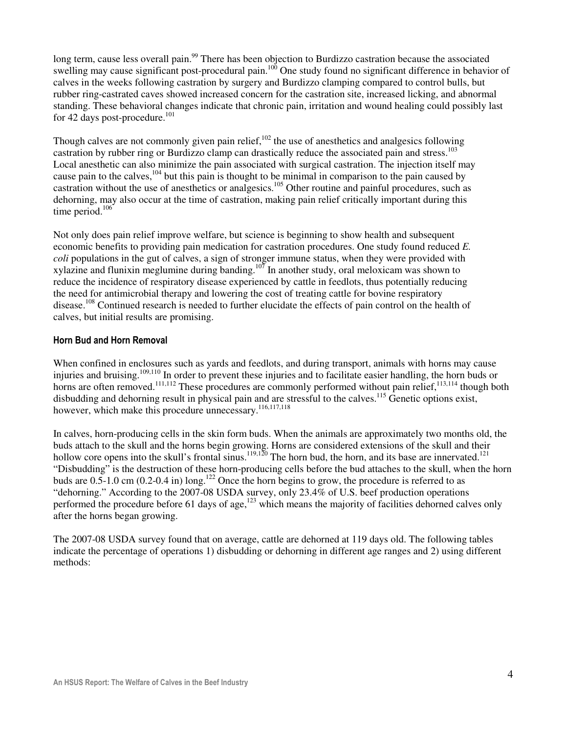long term, cause less overall pain.[99] There has been objection to Burdizzo castration because the associated swelling may cause significant post-procedural pain.[100] One study found no significant difference in behavior of calves in the weeks following castration by surgery and Burdizzo clamping compared to control bulls, but rubber ring-castrated caves showed increased concern for the castration site, increased licking, and abnormal standing. These behavioral changes indicate that chronic pain, irritation and wound healing could possibly last for 42 days post-procedure.[101]

Though calves are not commonly given pain relief,[102] the use of anesthetics and analgesics following castration by rubber ring or Burdizzo clamp can drastically reduce the associated pain and stress.[103] Local anesthetic can also minimize the pain associated with surgical castration. The injection itself may cause pain to the calves,[104] but this pain is thought to be minimal in comparison to the pain caused by castration without the use of anesthetics or analgesics.[105] Other routine and painful procedures, such as dehorning, may also occur at the time of castration, making pain relief critically important during this time period.[106]

Not only does pain relief improve welfare, but science is beginning to show health and subsequent economic benefits to providing pain medication for castration procedures. One study found reduced *E. coli* populations in the gut of calves, a sign of stronger immune status, when they were provided with xylazine and flunixin meglumine during banding.[107] In another study, oral meloxicam was shown to reduce the incidence of respiratory disease experienced by cattle in feedlots, thus potentially reducing the need for antimicrobial therapy and lowering the cost of treating cattle for bovine respiratory disease.[108] Continued research is needed to further elucidate the effects of pain control on the health of calves, but initial results are promising.

### Horn Bud and Horn Removal

When confined in enclosures such as yards and feedlots, and during transport, animals with horns may cause injuries and bruising.[109,110] In order to prevent these injuries and to facilitate easier handling, the horn buds or horns are often removed.[111,112] These procedures are commonly performed without pain relief,[113,114] though both disbudding and dehorning result in physical pain and are stressful to the calves.[115] Genetic options exist, however, which make this procedure unnecessary.[116,117,118]

In calves, horn-producing cells in the skin form buds. When the animals are approximately two months old, the buds attach to the skull and the horns begin growing. Horns are considered extensions of the skull and their hollow core opens into the skull's frontal sinus.[119,120] The horn bud, the horn, and its base are innervated.[121] "Disbudding" is the destruction of these horn-producing cells before the bud attaches to the skull, when the horn buds are 0.5-1.0 cm (0.2-0.4 in) long.[122] Once the horn begins to grow, the procedure is referred to as "dehorning." According to the 2007-08 USDA survey, only 23.4% of U.S. beef production operations performed the procedure before 61 days of age,[123] which means the majority of facilities dehorned calves only after the horns began growing.

The 2007-08 USDA survey found that on average, cattle are dehorned at 119 days old. The following tables indicate the percentage of operations 1) disbudding or dehorning in different age ranges and 2) using different methods: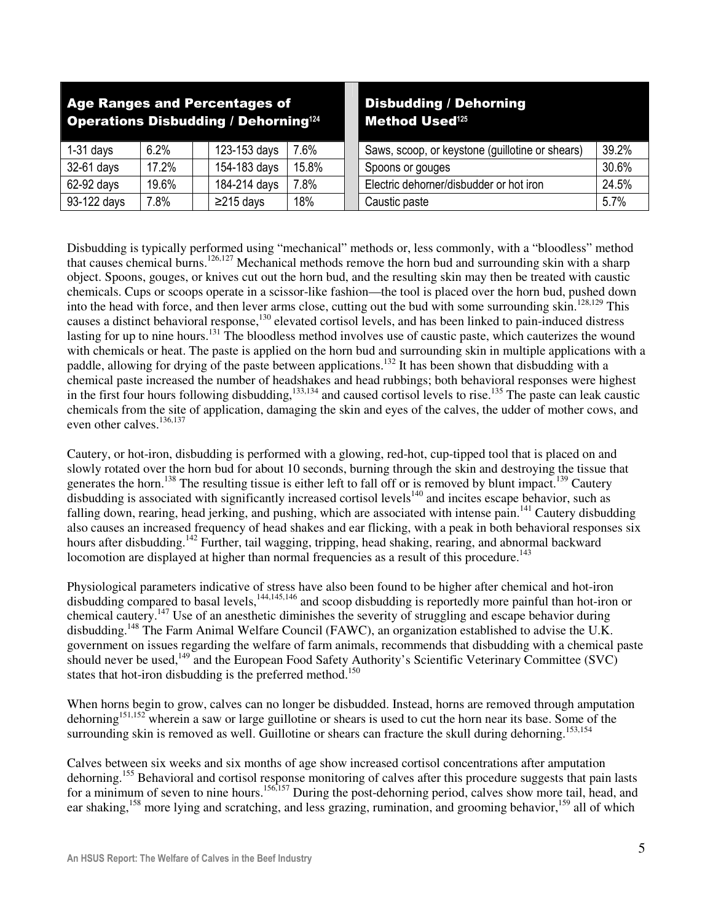| Age Ranges and Percentages of Operations Disbudding / Dehorning[124] | | | |
|---|---|---|---|
| 1-31 days | 6.2% | 123-153 days | 7.6% |
| 32-61 days | 17.2% | 154-183 days | 15.8% |
| 62-92 days | 19.6% | 184-214 days | 7.8% |
| 93-122 days | 7.8% | ≥215 days | 18% |

| Disbudding / Dehorning Method Used[125] | |
|---|---|
| Saws, scoop, or keystone (guillotine or shears) | 39.2% |
| Spoons or gouges | 30.6% |
| Electric dehorner/disbudder or hot iron | 24.5% |
| Caustic paste | 5.7% |

Disbudding is typically performed using "mechanical" methods or, less commonly, with a "bloodless" method that causes chemical burns.[126,127] Mechanical methods remove the horn bud and surrounding skin with a sharp object. Spoons, gouges, or knives cut out the horn bud, and the resulting skin may then be treated with caustic chemicals. Cups or scoops operate in a scissor-like fashion—the tool is placed over the horn bud, pushed down into the head with force, and then lever arms close, cutting out the bud with some surrounding skin.[128,129] This causes a distinct behavioral response,[130] elevated cortisol levels, and has been linked to pain-induced distress lasting for up to nine hours.[131] The bloodless method involves use of caustic paste, which cauterizes the wound with chemicals or heat. The paste is applied on the horn bud and surrounding skin in multiple applications with a paddle, allowing for drying of the paste between applications.[132] It has been shown that disbudding with a chemical paste increased the number of headshakes and head rubbings; both behavioral responses were highest in the first four hours following disbudding,[133,134] and caused cortisol levels to rise.[135] The paste can leak caustic chemicals from the site of application, damaging the skin and eyes of the calves, the udder of mother cows, and even other calves.[136,137]

Cautery, or hot-iron, disbudding is performed with a glowing, red-hot, cup-tipped tool that is placed on and slowly rotated over the horn bud for about 10 seconds, burning through the skin and destroying the tissue that generates the horn.[138] The resulting tissue is either left to fall off or is removed by blunt impact.[139] Cautery disbudding is associated with significantly increased cortisol levels[140] and incites escape behavior, such as falling down, rearing, head jerking, and pushing, which are associated with intense pain.[141] Cautery disbudding also causes an increased frequency of head shakes and ear flicking, with a peak in both behavioral responses six hours after disbudding.[142] Further, tail wagging, tripping, head shaking, rearing, and abnormal backward locomotion are displayed at higher than normal frequencies as a result of this procedure.[143]

Physiological parameters indicative of stress have also been found to be higher after chemical and hot-iron disbudding compared to basal levels,[144,145,146] and scoop disbudding is reportedly more painful than hot-iron or chemical cautery.[147] Use of an anesthetic diminishes the severity of struggling and escape behavior during disbudding.[148] The Farm Animal Welfare Council (FAWC), an organization established to advise the U.K. government on issues regarding the welfare of farm animals, recommends that disbudding with a chemical paste should never be used,[149] and the European Food Safety Authority's Scientific Veterinary Committee (SVC) states that hot-iron disbudding is the preferred method.[150]

When horns begin to grow, calves can no longer be disbudded. Instead, horns are removed through amputation dehorning[151,152] wherein a saw or large guillotine or shears is used to cut the horn near its base. Some of the surrounding skin is removed as well. Guillotine or shears can fracture the skull during dehorning.[153,154]

Calves between six weeks and six months of age show increased cortisol concentrations after amputation dehorning.[155] Behavioral and cortisol response monitoring of calves after this procedure suggests that pain lasts for a minimum of seven to nine hours.[156,157] During the post-dehorning period, calves show more tail, head, and ear shaking,[158] more lying and scratching, and less grazing, rumination, and grooming behavior,[159] all of which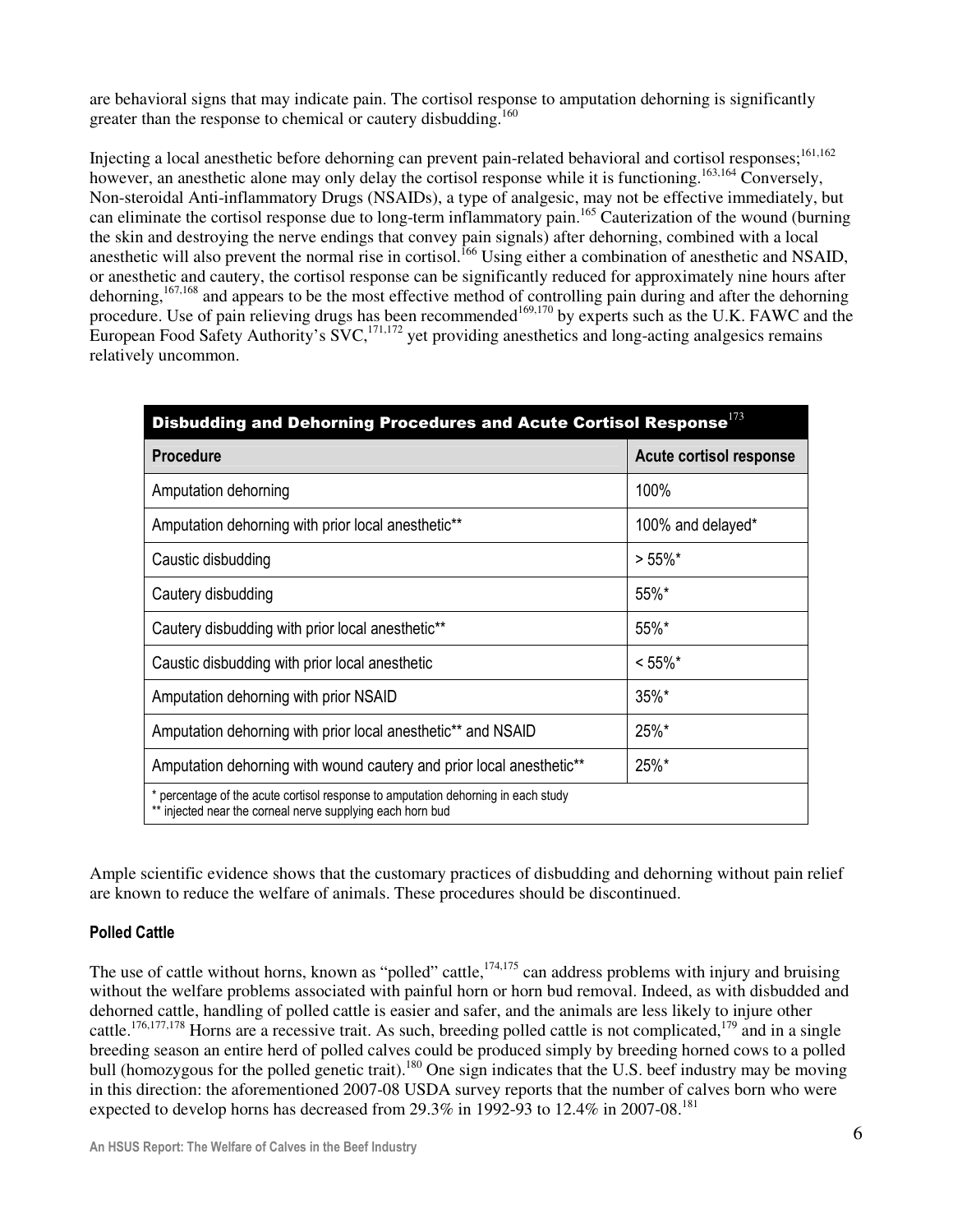are behavioral signs that may indicate pain. The cortisol response to amputation dehorning is significantly greater than the response to chemical or cautery disbudding.[160]

Injecting a local anesthetic before dehorning can prevent pain-related behavioral and cortisol responses;[161,162] however, an anesthetic alone may only delay the cortisol response while it is functioning.[163,164] Conversely, Non-steroidal Anti-inflammatory Drugs (NSAIDs), a type of analgesic, may not be effective immediately, but can eliminate the cortisol response due to long-term inflammatory pain.[165] Cauterization of the wound (burning the skin and destroying the nerve endings that convey pain signals) after dehorning, combined with a local anesthetic will also prevent the normal rise in cortisol.[166] Using either a combination of anesthetic and NSAID, or anesthetic and cautery, the cortisol response can be significantly reduced for approximately nine hours after dehorning,[167,168] and appears to be the most effective method of controlling pain during and after the dehorning procedure. Use of pain relieving drugs has been recommended[169,170] by experts such as the U.K. FAWC and the European Food Safety Authority's SVC,[171,172] yet providing anesthetics and long-acting analgesics remains relatively uncommon.

**Disbudding and Dehorning Procedures and Acute Cortisol Response**[173]

| Procedure | Acute cortisol response |
|---|---|
| Amputation dehorning | 100% |
| Amputation dehorning with prior local anesthetic** | 100% and delayed* |
| Caustic disbudding | > 55%* |
| Cautery disbudding | 55%* |
| Cautery disbudding with prior local anesthetic** | 55%* |
| Caustic disbudding with prior local anesthetic | < 55%* |
| Amputation dehorning with prior NSAID | 35%* |
| Amputation dehorning with prior local anesthetic** and NSAID | 25%* |
| Amputation dehorning with wound cautery and prior local anesthetic** | 25%* |

\* percentage of the acute cortisol response to amputation dehorning in each study
** injected near the corneal nerve supplying each horn bud

Ample scientific evidence shows that the customary practices of disbudding and dehorning without pain relief are known to reduce the welfare of animals. These procedures should be discontinued.

### Polled Cattle

The use of cattle without horns, known as "polled" cattle,[174,175] can address problems with injury and bruising without the welfare problems associated with painful horn or horn bud removal. Indeed, as with disbudded and dehorned cattle, handling of polled cattle is easier and safer, and the animals are less likely to injure other cattle.[176,177,178] Horns are a recessive trait. As such, breeding polled cattle is not complicated,[179] and in a single breeding season an entire herd of polled calves could be produced simply by breeding horned cows to a polled bull (homozygous for the polled genetic trait).[180] One sign indicates that the U.S. beef industry may be moving in this direction: the aforementioned 2007-08 USDA survey reports that the number of calves born who were expected to develop horns has decreased from 29.3% in 1992-93 to 12.4% in 2007-08.[181]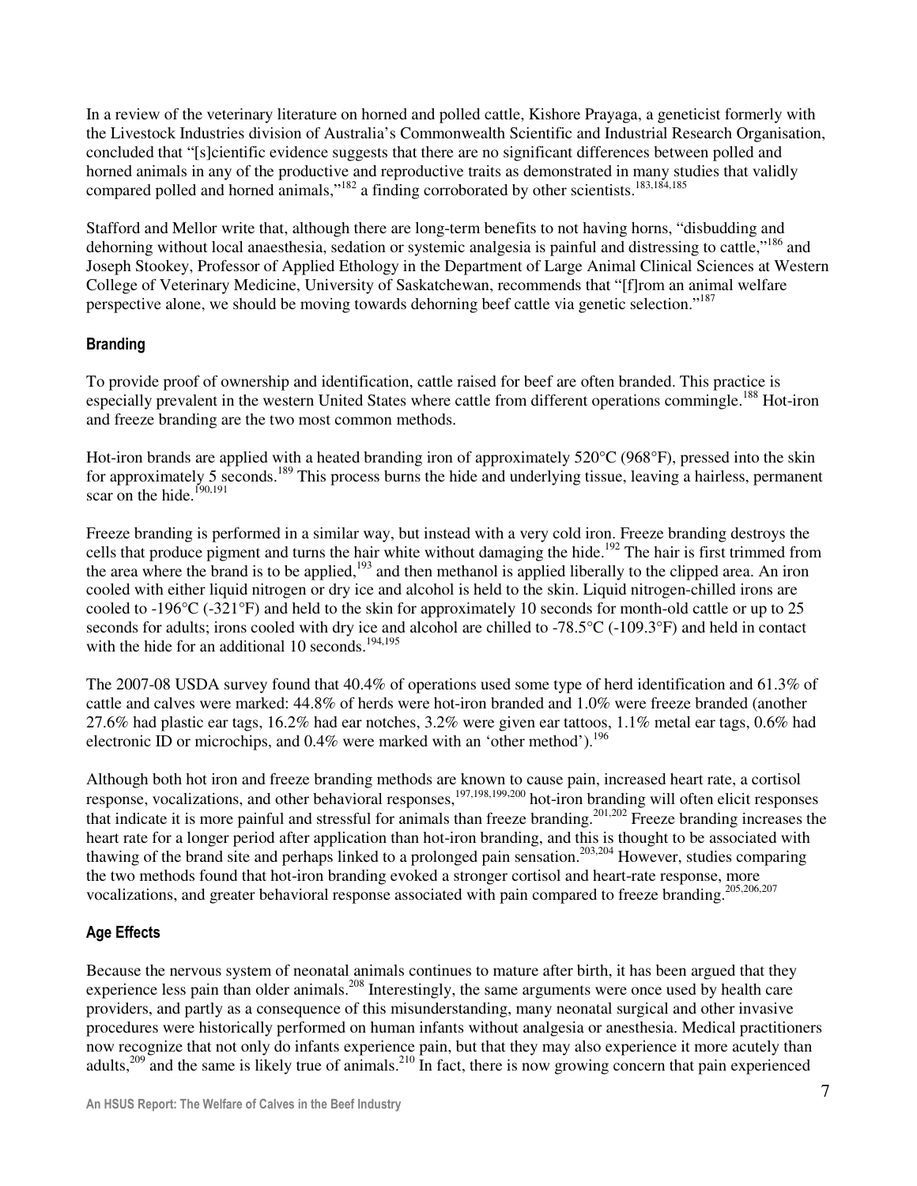In a review of the veterinary literature on horned and polled cattle, Kishore Prayaga, a geneticist formerly with the Livestock Industries division of Australia's Commonwealth Scientific and Industrial Research Organisation, concluded that "[s]cientific evidence suggests that there are no significant differences between polled and horned animals in any of the productive and reproductive traits as demonstrated in many studies that validly compared polled and horned animals,"[182] a finding corroborated by other scientists.[183,184,185]

Stafford and Mellor write that, although there are long-term benefits to not having horns, "disbudding and dehorning without local anaesthesia, sedation or systemic analgesia is painful and distressing to cattle,"[186] and Joseph Stookey, Professor of Applied Ethology in the Department of Large Animal Clinical Sciences at Western College of Veterinary Medicine, University of Saskatchewan, recommends that "[f]rom an animal welfare perspective alone, we should be moving towards dehorning beef cattle via genetic selection."[187]

### Branding

To provide proof of ownership and identification, cattle raised for beef are often branded. This practice is especially prevalent in the western United States where cattle from different operations commingle.[188] Hot-iron and freeze branding are the two most common methods.

Hot-iron brands are applied with a heated branding iron of approximately 520°C (968°F), pressed into the skin for approximately 5 seconds.[189] This process burns the hide and underlying tissue, leaving a hairless, permanent scar on the hide.[190,191]

Freeze branding is performed in a similar way, but instead with a very cold iron. Freeze branding destroys the cells that produce pigment and turns the hair white without damaging the hide.[192] The hair is first trimmed from the area where the brand is to be applied,[193] and then methanol is applied liberally to the clipped area. An iron cooled with either liquid nitrogen or dry ice and alcohol is held to the skin. Liquid nitrogen-chilled irons are cooled to -196°C (-321°F) and held to the skin for approximately 10 seconds for month-old cattle or up to 25 seconds for adults; irons cooled with dry ice and alcohol are chilled to -78.5°C (-109.3°F) and held in contact with the hide for an additional 10 seconds.[194,195]

The 2007-08 USDA survey found that 40.4% of operations used some type of herd identification and 61.3% of cattle and calves were marked: 44.8% of herds were hot-iron branded and 1.0% were freeze branded (another 27.6% had plastic ear tags, 16.2% had ear notches, 3.2% were given ear tattoos, 1.1% metal ear tags, 0.6% had electronic ID or microchips, and 0.4% were marked with an 'other method').[196]

Although both hot iron and freeze branding methods are known to cause pain, increased heart rate, a cortisol response, vocalizations, and other behavioral responses,[197,198,199,200] hot-iron branding will often elicit responses that indicate it is more painful and stressful for animals than freeze branding.[201,202] Freeze branding increases the heart rate for a longer period after application than hot-iron branding, and this is thought to be associated with thawing of the brand site and perhaps linked to a prolonged pain sensation.[203,204] However, studies comparing the two methods found that hot-iron branding evoked a stronger cortisol and heart-rate response, more vocalizations, and greater behavioral response associated with pain compared to freeze branding.[205,206,207]

### Age Effects

Because the nervous system of neonatal animals continues to mature after birth, it has been argued that they experience less pain than older animals.[208] Interestingly, the same arguments were once used by health care providers, and partly as a consequence of this misunderstanding, many neonatal surgical and other invasive procedures were historically performed on human infants without analgesia or anesthesia. Medical practitioners now recognize that not only do infants experience pain, but that they may also experience it more acutely than adults,[209] and the same is likely true of animals.[210] In fact, there is now growing concern that pain experienced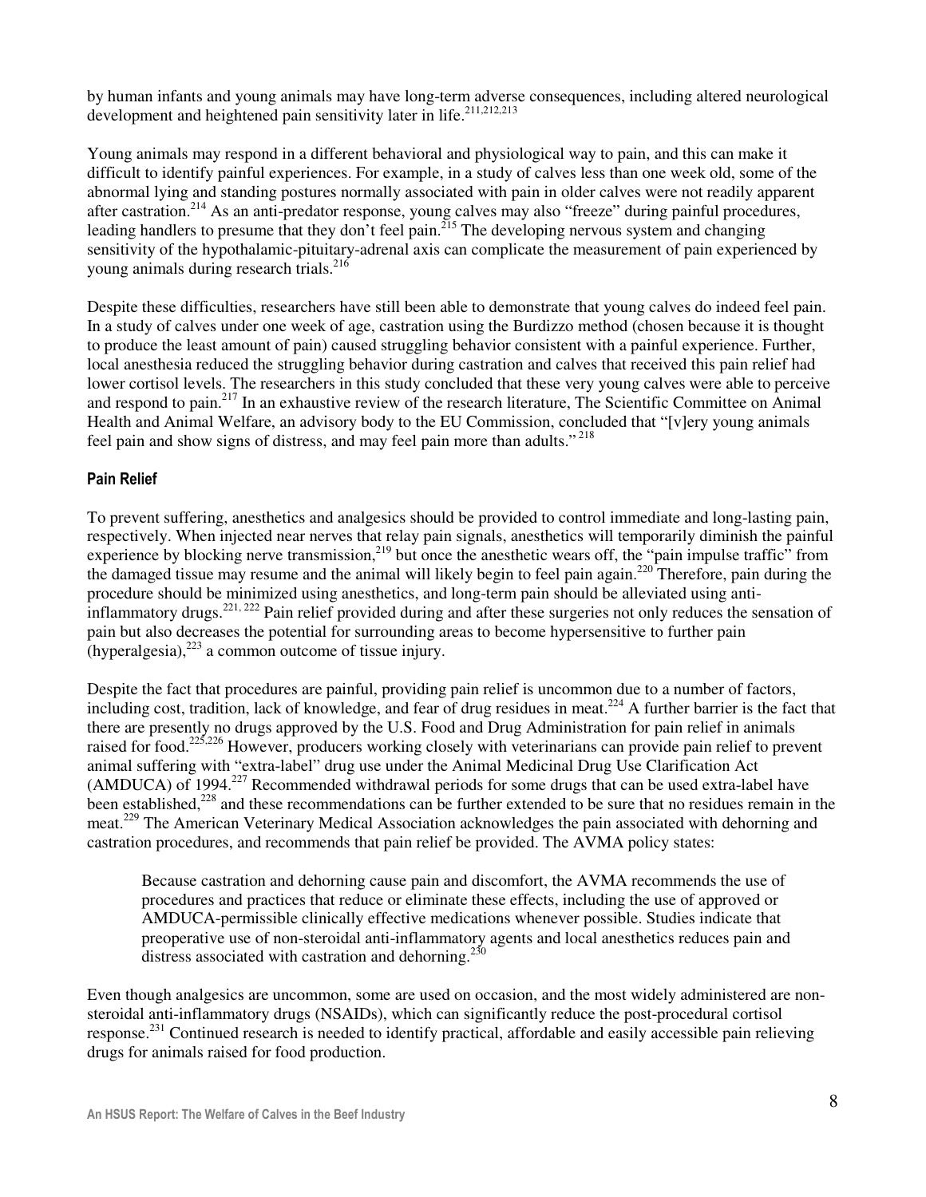by human infants and young animals may have long-term adverse consequences, including altered neurological development and heightened pain sensitivity later in life.[211,212,213]

Young animals may respond in a different behavioral and physiological way to pain, and this can make it difficult to identify painful experiences. For example, in a study of calves less than one week old, some of the abnormal lying and standing postures normally associated with pain in older calves were not readily apparent after castration.[214] As an anti-predator response, young calves may also "freeze" during painful procedures, leading handlers to presume that they don't feel pain.[215] The developing nervous system and changing sensitivity of the hypothalamic-pituitary-adrenal axis can complicate the measurement of pain experienced by young animals during research trials.[216]

Despite these difficulties, researchers have still been able to demonstrate that young calves do indeed feel pain. In a study of calves under one week of age, castration using the Burdizzo method (chosen because it is thought to produce the least amount of pain) caused struggling behavior consistent with a painful experience. Further, local anesthesia reduced the struggling behavior during castration and calves that received this pain relief had lower cortisol levels. The researchers in this study concluded that these very young calves were able to perceive and respond to pain.[217] In an exhaustive review of the research literature, The Scientific Committee on Animal Health and Animal Welfare, an advisory body to the EU Commission, concluded that "[v]ery young animals feel pain and show signs of distress, and may feel pain more than adults."[218]

### Pain Relief

To prevent suffering, anesthetics and analgesics should be provided to control immediate and long-lasting pain, respectively. When injected near nerves that relay pain signals, anesthetics will temporarily diminish the painful experience by blocking nerve transmission,[219] but once the anesthetic wears off, the "pain impulse traffic" from the damaged tissue may resume and the animal will likely begin to feel pain again.[220] Therefore, pain during the procedure should be minimized using anesthetics, and long-term pain should be alleviated using anti-inflammatory drugs.[221, 222] Pain relief provided during and after these surgeries not only reduces the sensation of pain but also decreases the potential for surrounding areas to become hypersensitive to further pain (hyperalgesia),[223] a common outcome of tissue injury.

Despite the fact that procedures are painful, providing pain relief is uncommon due to a number of factors, including cost, tradition, lack of knowledge, and fear of drug residues in meat.[224] A further barrier is the fact that there are presently no drugs approved by the U.S. Food and Drug Administration for pain relief in animals raised for food.[225,226] However, producers working closely with veterinarians can provide pain relief to prevent animal suffering with "extra-label" drug use under the Animal Medicinal Drug Use Clarification Act (AMDUCA) of 1994.[227] Recommended withdrawal periods for some drugs that can be used extra-label have been established,[228] and these recommendations can be further extended to be sure that no residues remain in the meat.[229] The American Veterinary Medical Association acknowledges the pain associated with dehorning and castration procedures, and recommends that pain relief be provided. The AVMA policy states:

> Because castration and dehorning cause pain and discomfort, the AVMA recommends the use of procedures and practices that reduce or eliminate these effects, including the use of approved or AMDUCA-permissible clinically effective medications whenever possible. Studies indicate that preoperative use of non-steroidal anti-inflammatory agents and local anesthetics reduces pain and distress associated with castration and dehorning.[230]

Even though analgesics are uncommon, some are used on occasion, and the most widely administered are non-steroidal anti-inflammatory drugs (NSAIDs), which can significantly reduce the post-procedural cortisol response.[231] Continued research is needed to identify practical, affordable and easily accessible pain relieving drugs for animals raised for food production.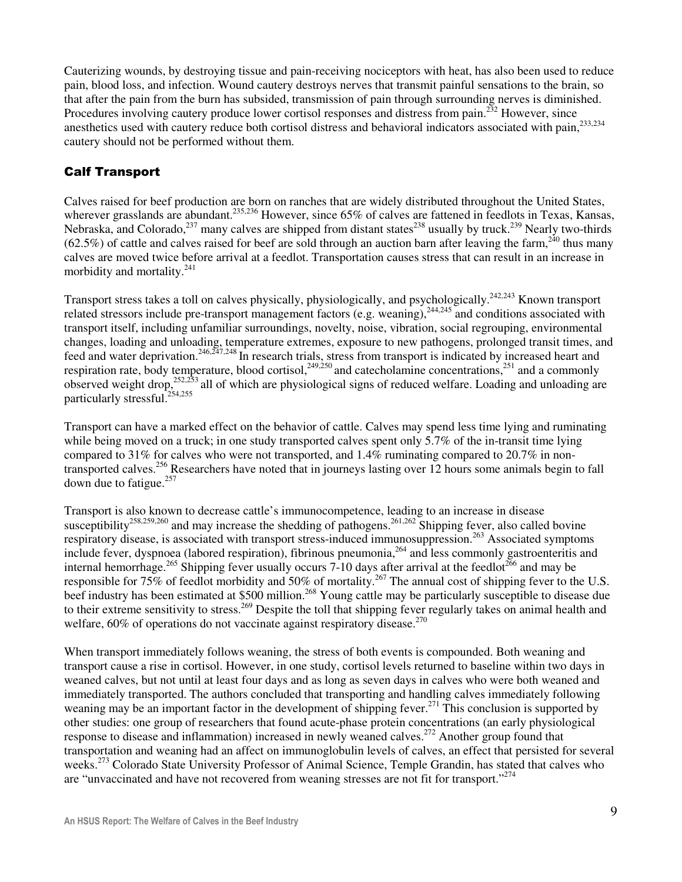Cauterizing wounds, by destroying tissue and pain-receiving nociceptors with heat, has also been used to reduce pain, blood loss, and infection. Wound cautery destroys nerves that transmit painful sensations to the brain, so that after the pain from the burn has subsided, transmission of pain through surrounding nerves is diminished. Procedures involving cautery produce lower cortisol responses and distress from pain.[232] However, since anesthetics used with cautery reduce both cortisol distress and behavioral indicators associated with pain,[233,234] cautery should not be performed without them.

## Calf Transport

Calves raised for beef production are born on ranches that are widely distributed throughout the United States, wherever grasslands are abundant.[235,236] However, since 65% of calves are fattened in feedlots in Texas, Kansas, Nebraska, and Colorado,[237] many calves are shipped from distant states[238] usually by truck.[239] Nearly two-thirds (62.5%) of cattle and calves raised for beef are sold through an auction barn after leaving the farm,[240] thus many calves are moved twice before arrival at a feedlot. Transportation causes stress that can result in an increase in morbidity and mortality.[241]

Transport stress takes a toll on calves physically, physiologically, and psychologically.[242,243] Known transport related stressors include pre-transport management factors (e.g. weaning),[244,245] and conditions associated with transport itself, including unfamiliar surroundings, novelty, noise, vibration, social regrouping, environmental changes, loading and unloading, temperature extremes, exposure to new pathogens, prolonged transit times, and feed and water deprivation.[246,247,248] In research trials, stress from transport is indicated by increased heart and respiration rate, body temperature, blood cortisol,[249,250] and catecholamine concentrations,[251] and a commonly observed weight drop,[252,253] all of which are physiological signs of reduced welfare. Loading and unloading are particularly stressful.[254,255]

Transport can have a marked effect on the behavior of cattle. Calves may spend less time lying and ruminating while being moved on a truck; in one study transported calves spent only 5.7% of the in-transit time lying compared to 31% for calves who were not transported, and 1.4% ruminating compared to 20.7% in non-transported calves.[256] Researchers have noted that in journeys lasting over 12 hours some animals begin to fall down due to fatigue.[257]

Transport is also known to decrease cattle's immunocompetence, leading to an increase in disease susceptibility[258,259,260] and may increase the shedding of pathogens.[261,262] Shipping fever, also called bovine respiratory disease, is associated with transport stress-induced immunosuppression.[263] Associated symptoms include fever, dyspnoea (labored respiration), fibrinous pneumonia,[264] and less commonly gastroenteritis and internal hemorrhage.[265] Shipping fever usually occurs 7-10 days after arrival at the feedlot[266] and may be responsible for 75% of feedlot morbidity and 50% of mortality.[267] The annual cost of shipping fever to the U.S. beef industry has been estimated at $500 million.[268] Young cattle may be particularly susceptible to disease due to their extreme sensitivity to stress.[269] Despite the toll that shipping fever regularly takes on animal health and welfare, 60% of operations do not vaccinate against respiratory disease.[270]

When transport immediately follows weaning, the stress of both events is compounded. Both weaning and transport cause a rise in cortisol. However, in one study, cortisol levels returned to baseline within two days in weaned calves, but not until at least four days and as long as seven days in calves who were both weaned and immediately transported. The authors concluded that transporting and handling calves immediately following weaning may be an important factor in the development of shipping fever.[271] This conclusion is supported by other studies: one group of researchers that found acute-phase protein concentrations (an early physiological response to disease and inflammation) increased in newly weaned calves.[272] Another group found that transportation and weaning had an affect on immunoglobulin levels of calves, an effect that persisted for several weeks.[273] Colorado State University Professor of Animal Science, Temple Grandin, has stated that calves who are "unvaccinated and have not recovered from weaning stresses are not fit for transport."[274]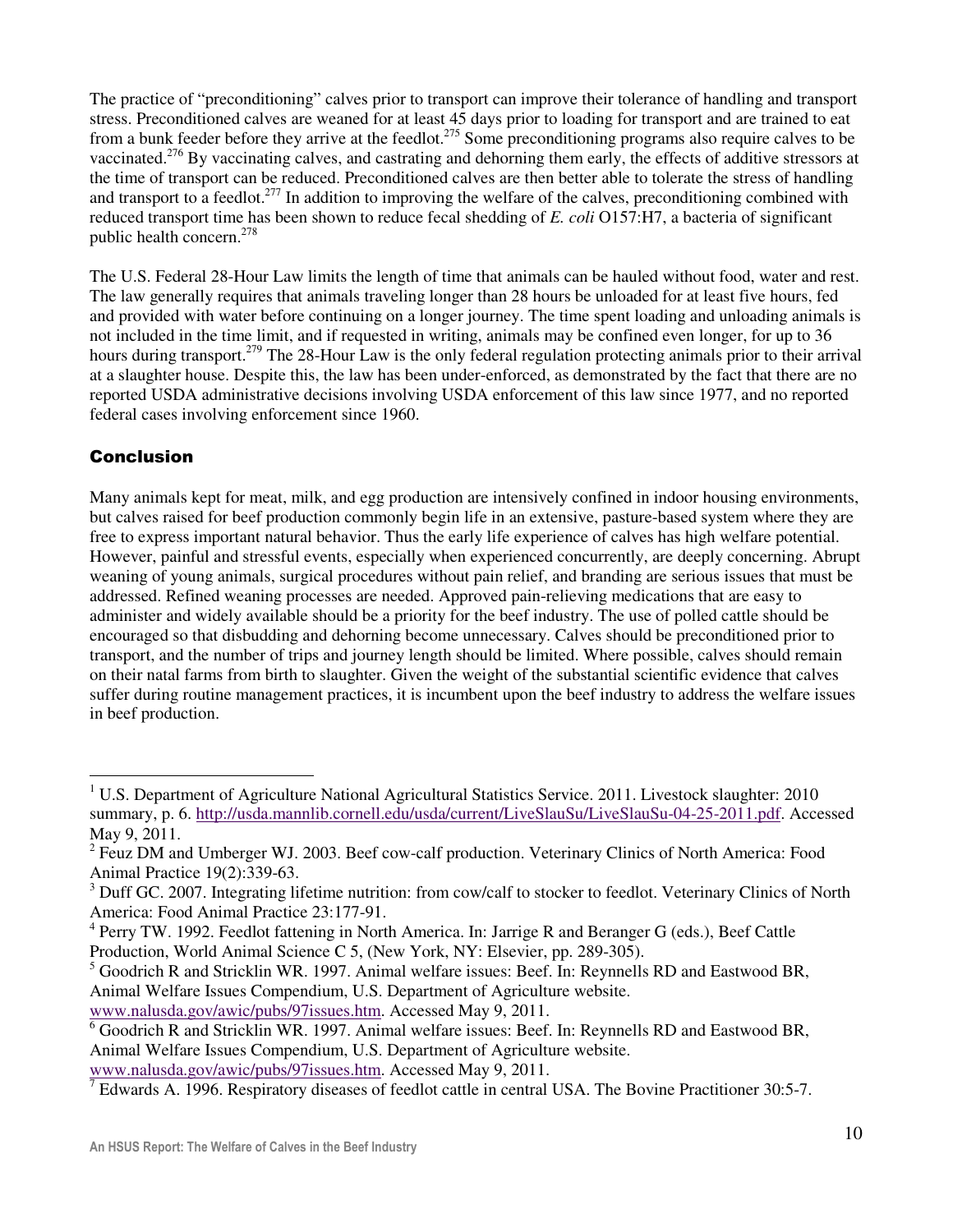The practice of "preconditioning" calves prior to transport can improve their tolerance of handling and transport stress. Preconditioned calves are weaned for at least 45 days prior to loading for transport and are trained to eat from a bunk feeder before they arrive at the feedlot.[275] Some preconditioning programs also require calves to be vaccinated.[276] By vaccinating calves, and castrating and dehorning them early, the effects of additive stressors at the time of transport can be reduced. Preconditioned calves are then better able to tolerate the stress of handling and transport to a feedlot.[277] In addition to improving the welfare of the calves, preconditioning combined with reduced transport time has been shown to reduce fecal shedding of *E. coli* O157:H7, a bacteria of significant public health concern.[278]

The U.S. Federal 28-Hour Law limits the length of time that animals can be hauled without food, water and rest. The law generally requires that animals traveling longer than 28 hours be unloaded for at least five hours, fed and provided with water before continuing on a longer journey. The time spent loading and unloading animals is not included in the time limit, and if requested in writing, animals may be confined even longer, for up to 36 hours during transport.[279] The 28-Hour Law is the only federal regulation protecting animals prior to their arrival at a slaughter house. Despite this, the law has been under-enforced, as demonstrated by the fact that there are no reported USDA administrative decisions involving USDA enforcement of this law since 1977, and no reported federal cases involving enforcement since 1960.

## Conclusion

Many animals kept for meat, milk, and egg production are intensively confined in indoor housing environments, but calves raised for beef production commonly begin life in an extensive, pasture-based system where they are free to express important natural behavior. Thus the early life experience of calves has high welfare potential. However, painful and stressful events, especially when experienced concurrently, are deeply concerning. Abrupt weaning of young animals, surgical procedures without pain relief, and branding are serious issues that must be addressed. Refined weaning processes are needed. Approved pain-relieving medications that are easy to administer and widely available should be a priority for the beef industry. The use of polled cattle should be encouraged so that disbudding and dehorning become unnecessary. Calves should be preconditioned prior to transport, and the number of trips and journey length should be limited. Where possible, calves should remain on their natal farms from birth to slaughter. Given the weight of the substantial scientific evidence that calves suffer during routine management practices, it is incumbent upon the beef industry to address the welfare issues in beef production.

---

[1] U.S. Department of Agriculture National Agricultural Statistics Service. 2011. Livestock slaughter: 2010 summary, p. 6. http://usda.mannlib.cornell.edu/usda/current/LiveSlauSu/LiveSlauSu-04-25-2011.pdf. Accessed May 9, 2011.

[2] Feuz DM and Umberger WJ. 2003. Beef cow-calf production. Veterinary Clinics of North America: Food Animal Practice 19(2):339-63.

[3] Duff GC. 2007. Integrating lifetime nutrition: from cow/calf to stocker to feedlot. Veterinary Clinics of North America: Food Animal Practice 23:177-91.

[4] Perry TW. 1992. Feedlot fattening in North America. In: Jarrige R and Beranger G (eds.), Beef Cattle Production, World Animal Science C 5, (New York, NY: Elsevier, pp. 289-305).

[5] Goodrich R and Stricklin WR. 1997. Animal welfare issues: Beef. In: Reynnells RD and Eastwood BR, Animal Welfare Issues Compendium, U.S. Department of Agriculture website. www.nalusda.gov/awic/pubs/97issues.htm. Accessed May 9, 2011.

[6] Goodrich R and Stricklin WR. 1997. Animal welfare issues: Beef. In: Reynnells RD and Eastwood BR, Animal Welfare Issues Compendium, U.S. Department of Agriculture website. www.nalusda.gov/awic/pubs/97issues.htm. Accessed May 9, 2011.

[7] Edwards A. 1996. Respiratory diseases of feedlot cattle in central USA. The Bovine Practitioner 30:5-7.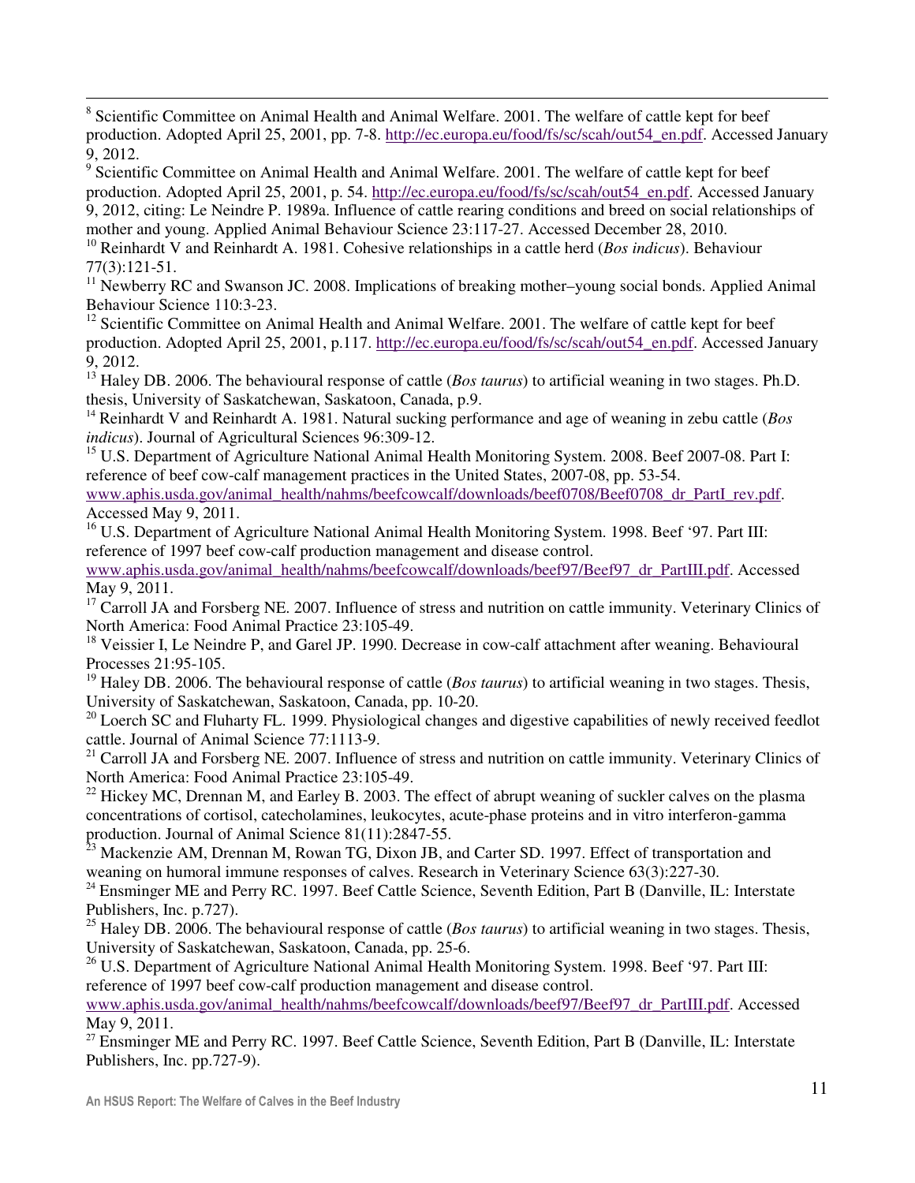[8] Scientific Committee on Animal Health and Animal Welfare. 2001. The welfare of cattle kept for beef production. Adopted April 25, 2001, pp. 7-8. http://ec.europa.eu/food/fs/sc/scah/out54_en.pdf. Accessed January 9, 2012.

[9] Scientific Committee on Animal Health and Animal Welfare. 2001. The welfare of cattle kept for beef production. Adopted April 25, 2001, p. 54. http://ec.europa.eu/food/fs/sc/scah/out54_en.pdf. Accessed January 9, 2012, citing: Le Neindre P. 1989a. Influence of cattle rearing conditions and breed on social relationships of mother and young. Applied Animal Behaviour Science 23:117-27. Accessed December 28, 2010.

[10] Reinhardt V and Reinhardt A. 1981. Cohesive relationships in a cattle herd (*Bos indicus*). Behaviour 77(3):121-51.

[11] Newberry RC and Swanson JC. 2008. Implications of breaking mother–young social bonds. Applied Animal Behaviour Science 110:3-23.

[12] Scientific Committee on Animal Health and Animal Welfare. 2001. The welfare of cattle kept for beef production. Adopted April 25, 2001, p.117. http://ec.europa.eu/food/fs/sc/scah/out54_en.pdf. Accessed January 9, 2012.

[13] Haley DB. 2006. The behavioural response of cattle (*Bos taurus*) to artificial weaning in two stages. Ph.D. thesis, University of Saskatchewan, Saskatoon, Canada, p.9.

[14] Reinhardt V and Reinhardt A. 1981. Natural sucking performance and age of weaning in zebu cattle (*Bos indicus*). Journal of Agricultural Sciences 96:309-12.

[15] U.S. Department of Agriculture National Animal Health Monitoring System. 2008. Beef 2007-08. Part I: reference of beef cow-calf management practices in the United States, 2007-08, pp. 53-54. www.aphis.usda.gov/animal_health/nahms/beefcowcalf/downloads/beef0708/Beef0708_dr_PartI_rev.pdf. Accessed May 9, 2011.

[16] U.S. Department of Agriculture National Animal Health Monitoring System. 1998. Beef '97. Part III: reference of 1997 beef cow-calf production management and disease control. www.aphis.usda.gov/animal_health/nahms/beefcowcalf/downloads/beef97/Beef97_dr_PartIII.pdf. Accessed May 9, 2011.

[17] Carroll JA and Forsberg NE. 2007. Influence of stress and nutrition on cattle immunity. Veterinary Clinics of North America: Food Animal Practice 23:105-49.

[18] Veissier I, Le Neindre P, and Garel JP. 1990. Decrease in cow-calf attachment after weaning. Behavioural Processes 21:95-105.

[19] Haley DB. 2006. The behavioural response of cattle (*Bos taurus*) to artificial weaning in two stages. Thesis, University of Saskatchewan, Saskatoon, Canada, pp. 10-20.

[20] Loerch SC and Fluharty FL. 1999. Physiological changes and digestive capabilities of newly received feedlot cattle. Journal of Animal Science 77:1113-9.

[21] Carroll JA and Forsberg NE. 2007. Influence of stress and nutrition on cattle immunity. Veterinary Clinics of North America: Food Animal Practice 23:105-49.

[22] Hickey MC, Drennan M, and Earley B. 2003. The effect of abrupt weaning of suckler calves on the plasma concentrations of cortisol, catecholamines, leukocytes, acute-phase proteins and in vitro interferon-gamma production. Journal of Animal Science 81(11):2847-55.

[23] Mackenzie AM, Drennan M, Rowan TG, Dixon JB, and Carter SD. 1997. Effect of transportation and weaning on humoral immune responses of calves. Research in Veterinary Science 63(3):227-30.

[24] Ensminger ME and Perry RC. 1997. Beef Cattle Science, Seventh Edition, Part B (Danville, IL: Interstate Publishers, Inc. p.727).

[25] Haley DB. 2006. The behavioural response of cattle (*Bos taurus*) to artificial weaning in two stages. Thesis, University of Saskatchewan, Saskatoon, Canada, pp. 25-6.

[26] U.S. Department of Agriculture National Animal Health Monitoring System. 1998. Beef '97. Part III: reference of 1997 beef cow-calf production management and disease control. www.aphis.usda.gov/animal_health/nahms/beefcowcalf/downloads/beef97/Beef97_dr_PartIII.pdf. Accessed May 9, 2011.

[27] Ensminger ME and Perry RC. 1997. Beef Cattle Science, Seventh Edition, Part B (Danville, IL: Interstate Publishers, Inc. pp.727-9).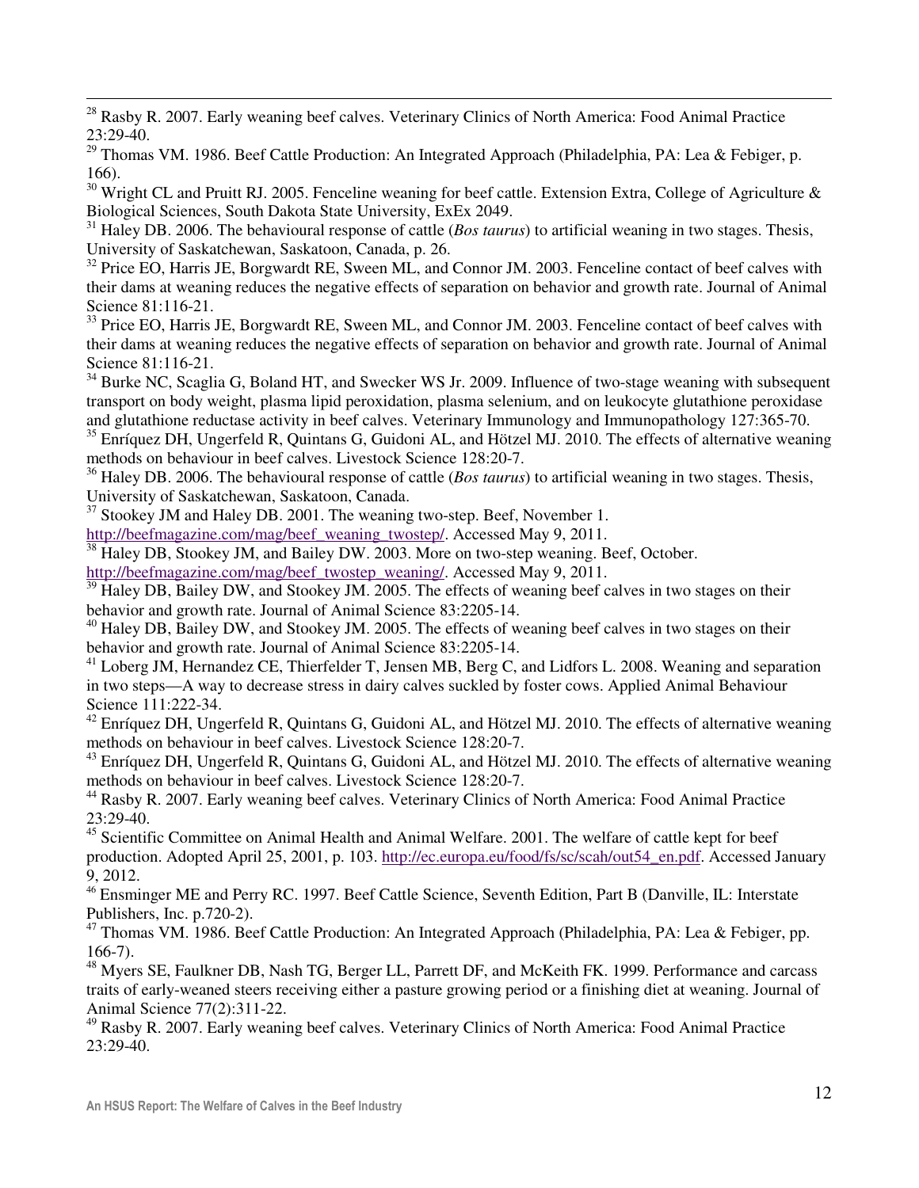[28] Rasby R. 2007. Early weaning beef calves. Veterinary Clinics of North America: Food Animal Practice 23:29-40.

[29] Thomas VM. 1986. Beef Cattle Production: An Integrated Approach (Philadelphia, PA: Lea & Febiger, p. 166).

[30] Wright CL and Pruitt RJ. 2005. Fenceline weaning for beef cattle. Extension Extra, College of Agriculture & Biological Sciences, South Dakota State University, ExEx 2049.

[31] Haley DB. 2006. The behavioural response of cattle (*Bos taurus*) to artificial weaning in two stages. Thesis, University of Saskatchewan, Saskatoon, Canada, p. 26.

[32] Price EO, Harris JE, Borgwardt RE, Sween ML, and Connor JM. 2003. Fenceline contact of beef calves with their dams at weaning reduces the negative effects of separation on behavior and growth rate. Journal of Animal Science 81:116-21.

[33] Price EO, Harris JE, Borgwardt RE, Sween ML, and Connor JM. 2003. Fenceline contact of beef calves with their dams at weaning reduces the negative effects of separation on behavior and growth rate. Journal of Animal Science 81:116-21.

[34] Burke NC, Scaglia G, Boland HT, and Swecker WS Jr. 2009. Influence of two-stage weaning with subsequent transport on body weight, plasma lipid peroxidation, plasma selenium, and on leukocyte glutathione peroxidase and glutathione reductase activity in beef calves. Veterinary Immunology and Immunopathology 127:365-70.

[35] Enríquez DH, Ungerfeld R, Quintans G, Guidoni AL, and Hötzel MJ. 2010. The effects of alternative weaning methods on behaviour in beef calves. Livestock Science 128:20-7.

[36] Haley DB. 2006. The behavioural response of cattle (*Bos taurus*) to artificial weaning in two stages. Thesis, University of Saskatchewan, Saskatoon, Canada.

[37] Stookey JM and Haley DB. 2001. The weaning two-step. Beef, November 1. http://beefmagazine.com/mag/beef_weaning_twostep/. Accessed May 9, 2011.

[38] Haley DB, Stookey JM, and Bailey DW. 2003. More on two-step weaning. Beef, October. http://beefmagazine.com/mag/beef_twostep_weaning/. Accessed May 9, 2011.

[39] Haley DB, Bailey DW, and Stookey JM. 2005. The effects of weaning beef calves in two stages on their behavior and growth rate. Journal of Animal Science 83:2205-14.

[40] Haley DB, Bailey DW, and Stookey JM. 2005. The effects of weaning beef calves in two stages on their behavior and growth rate. Journal of Animal Science 83:2205-14.

[41] Loberg JM, Hernandez CE, Thierfelder T, Jensen MB, Berg C, and Lidfors L. 2008. Weaning and separation in two steps—A way to decrease stress in dairy calves suckled by foster cows. Applied Animal Behaviour Science 111:222-34.

[42] Enríquez DH, Ungerfeld R, Quintans G, Guidoni AL, and Hötzel MJ. 2010. The effects of alternative weaning methods on behaviour in beef calves. Livestock Science 128:20-7.

[43] Enríquez DH, Ungerfeld R, Quintans G, Guidoni AL, and Hötzel MJ. 2010. The effects of alternative weaning methods on behaviour in beef calves. Livestock Science 128:20-7.

[44] Rasby R. 2007. Early weaning beef calves. Veterinary Clinics of North America: Food Animal Practice 23:29-40.

[45] Scientific Committee on Animal Health and Animal Welfare. 2001. The welfare of cattle kept for beef production. Adopted April 25, 2001, p. 103. http://ec.europa.eu/food/fs/sc/scah/out54_en.pdf. Accessed January 9, 2012.

[46] Ensminger ME and Perry RC. 1997. Beef Cattle Science, Seventh Edition, Part B (Danville, IL: Interstate Publishers, Inc. p.720-2).

[47] Thomas VM. 1986. Beef Cattle Production: An Integrated Approach (Philadelphia, PA: Lea & Febiger, pp. 166-7).

[48] Myers SE, Faulkner DB, Nash TG, Berger LL, Parrett DF, and McKeith FK. 1999. Performance and carcass traits of early-weaned steers receiving either a pasture growing period or a finishing diet at weaning. Journal of Animal Science 77(2):311-22.

[49] Rasby R. 2007. Early weaning beef calves. Veterinary Clinics of North America: Food Animal Practice 23:29-40.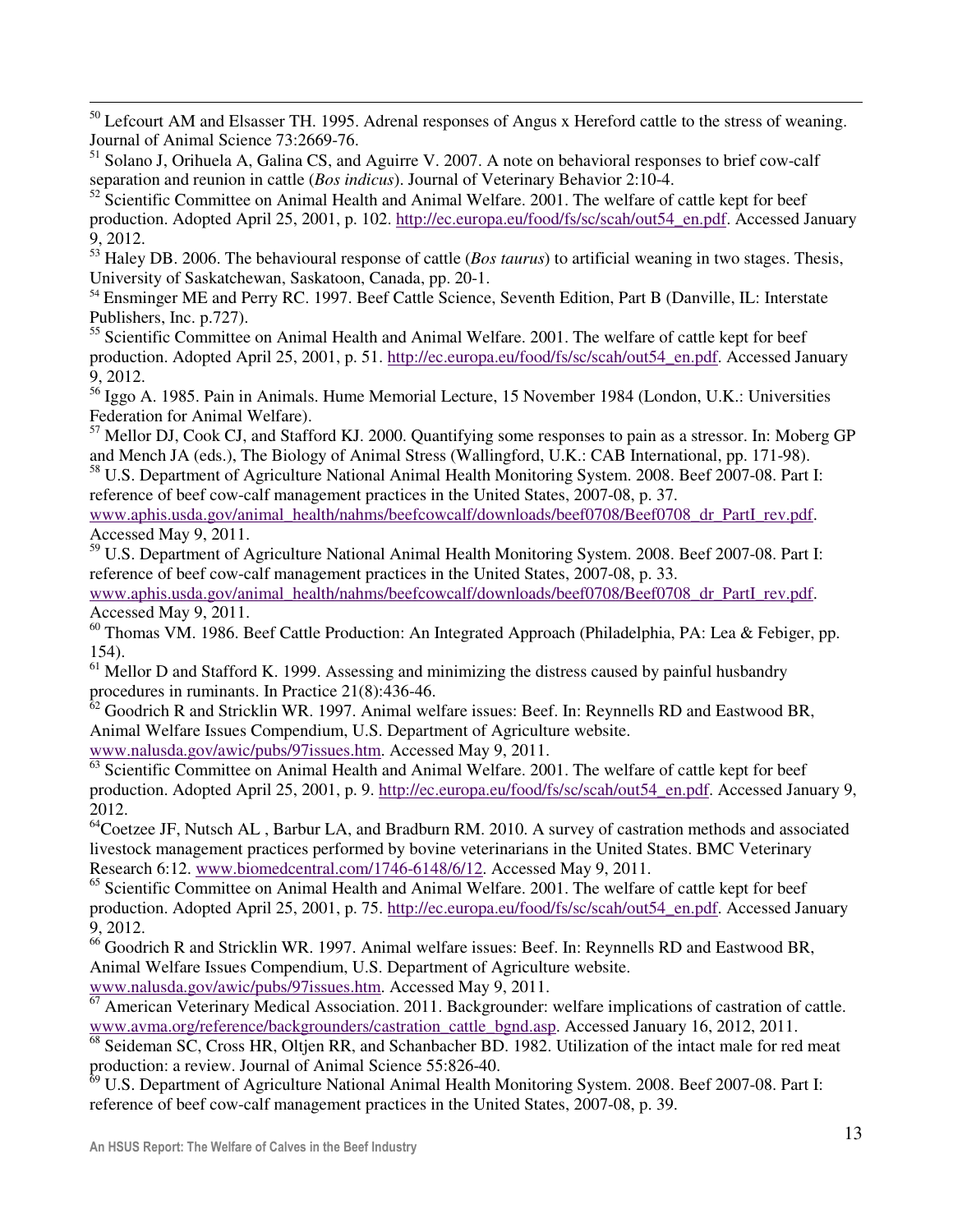[50] Lefcourt AM and Elsasser TH. 1995. Adrenal responses of Angus x Hereford cattle to the stress of weaning. Journal of Animal Science 73:2669-76.

[51] Solano J, Orihuela A, Galina CS, and Aguirre V. 2007. A note on behavioral responses to brief cow-calf separation and reunion in cattle (*Bos indicus*). Journal of Veterinary Behavior 2:10-4.

[52] Scientific Committee on Animal Health and Animal Welfare. 2001. The welfare of cattle kept for beef production. Adopted April 25, 2001, p. 102. http://ec.europa.eu/food/fs/sc/scah/out54_en.pdf. Accessed January 9, 2012.

[53] Haley DB. 2006. The behavioural response of cattle (*Bos taurus*) to artificial weaning in two stages. Thesis, University of Saskatchewan, Saskatoon, Canada, pp. 20-1.

[54] Ensminger ME and Perry RC. 1997. Beef Cattle Science, Seventh Edition, Part B (Danville, IL: Interstate Publishers, Inc. p.727).

[55] Scientific Committee on Animal Health and Animal Welfare. 2001. The welfare of cattle kept for beef production. Adopted April 25, 2001, p. 51. http://ec.europa.eu/food/fs/sc/scah/out54_en.pdf. Accessed January 9, 2012.

[56] Iggo A. 1985. Pain in Animals. Hume Memorial Lecture, 15 November 1984 (London, U.K.: Universities Federation for Animal Welfare).

[57] Mellor DJ, Cook CJ, and Stafford KJ. 2000. Quantifying some responses to pain as a stressor. In: Moberg GP and Mench JA (eds.), The Biology of Animal Stress (Wallingford, U.K.: CAB International, pp. 171-98).

[58] U.S. Department of Agriculture National Animal Health Monitoring System. 2008. Beef 2007-08. Part I: reference of beef cow-calf management practices in the United States, 2007-08, p. 37. www.aphis.usda.gov/animal_health/nahms/beefcowcalf/downloads/beef0708/Beef0708_dr_PartI_rev.pdf. Accessed May 9, 2011.

[59] U.S. Department of Agriculture National Animal Health Monitoring System. 2008. Beef 2007-08. Part I: reference of beef cow-calf management practices in the United States, 2007-08, p. 33. www.aphis.usda.gov/animal_health/nahms/beefcowcalf/downloads/beef0708/Beef0708_dr_PartI_rev.pdf. Accessed May 9, 2011.

[60] Thomas VM. 1986. Beef Cattle Production: An Integrated Approach (Philadelphia, PA: Lea & Febiger, pp. 154).

[61] Mellor D and Stafford K. 1999. Assessing and minimizing the distress caused by painful husbandry procedures in ruminants. In Practice 21(8):436-46.

[62] Goodrich R and Stricklin WR. 1997. Animal welfare issues: Beef. In: Reynnells RD and Eastwood BR, Animal Welfare Issues Compendium, U.S. Department of Agriculture website. www.nalusda.gov/awic/pubs/97issues.htm. Accessed May 9, 2011.

[63] Scientific Committee on Animal Health and Animal Welfare. 2001. The welfare of cattle kept for beef production. Adopted April 25, 2001, p. 9. http://ec.europa.eu/food/fs/sc/scah/out54_en.pdf. Accessed January 9, 2012.

[64] Coetzee JF, Nutsch AL , Barbur LA, and Bradburn RM. 2010. A survey of castration methods and associated livestock management practices performed by bovine veterinarians in the United States. BMC Veterinary Research 6:12. www.biomedcentral.com/1746-6148/6/12. Accessed May 9, 2011.

[65] Scientific Committee on Animal Health and Animal Welfare. 2001. The welfare of cattle kept for beef production. Adopted April 25, 2001, p. 75. http://ec.europa.eu/food/fs/sc/scah/out54_en.pdf. Accessed January 9, 2012.

[66] Goodrich R and Stricklin WR. 1997. Animal welfare issues: Beef. In: Reynnells RD and Eastwood BR, Animal Welfare Issues Compendium, U.S. Department of Agriculture website. www.nalusda.gov/awic/pubs/97issues.htm. Accessed May 9, 2011.

[67] American Veterinary Medical Association. 2011. Backgrounder: welfare implications of castration of cattle. www.avma.org/reference/backgrounders/castration_cattle_bgnd.asp. Accessed January 16, 2012, 2011.

[68] Seideman SC, Cross HR, Oltjen RR, and Schanbacher BD. 1982. Utilization of the intact male for red meat production: a review. Journal of Animal Science 55:826-40.

[69] U.S. Department of Agriculture National Animal Health Monitoring System. 2008. Beef 2007-08. Part I: reference of beef cow-calf management practices in the United States, 2007-08, p. 39.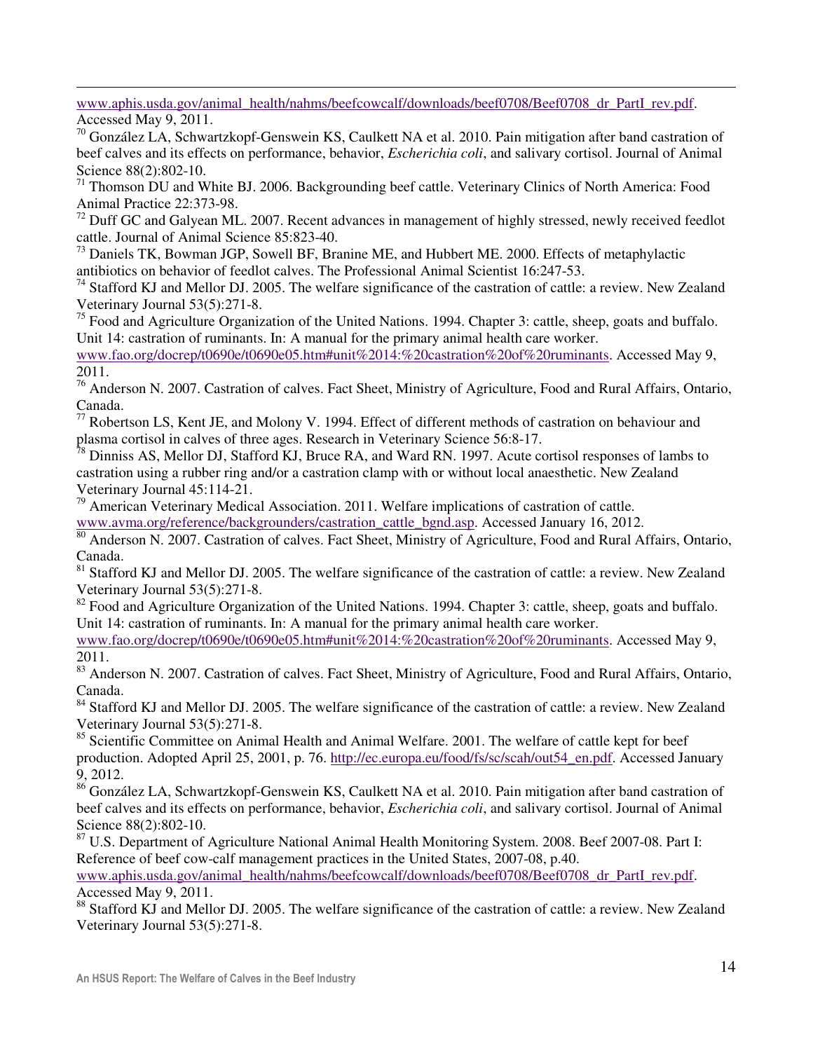www.aphis.usda.gov/animal_health/nahms/beefcowcalf/downloads/beef0708/Beef0708_dr_PartI_rev.pdf. Accessed May 9, 2011.

[70] González LA, Schwartzkopf-Genswein KS, Caulkett NA et al. 2010. Pain mitigation after band castration of beef calves and its effects on performance, behavior, *Escherichia coli*, and salivary cortisol. Journal of Animal Science 88(2):802-10.

[71] Thomson DU and White BJ. 2006. Backgrounding beef cattle. Veterinary Clinics of North America: Food Animal Practice 22:373-98.

[72] Duff GC and Galyean ML. 2007. Recent advances in management of highly stressed, newly received feedlot cattle. Journal of Animal Science 85:823-40.

[73] Daniels TK, Bowman JGP, Sowell BF, Branine ME, and Hubbert ME. 2000. Effects of metaphylactic antibiotics on behavior of feedlot calves. The Professional Animal Scientist 16:247-53.

[74] Stafford KJ and Mellor DJ. 2005. The welfare significance of the castration of cattle: a review. New Zealand Veterinary Journal 53(5):271-8.

[75] Food and Agriculture Organization of the United Nations. 1994. Chapter 3: cattle, sheep, goats and buffalo. Unit 14: castration of ruminants. In: A manual for the primary animal health care worker. www.fao.org/docrep/t0690e/t0690e05.htm#unit%2014:%20castration%20of%20ruminants. Accessed May 9, 2011.

[76] Anderson N. 2007. Castration of calves. Fact Sheet, Ministry of Agriculture, Food and Rural Affairs, Ontario, Canada.

[77] Robertson LS, Kent JE, and Molony V. 1994. Effect of different methods of castration on behaviour and plasma cortisol in calves of three ages. Research in Veterinary Science 56:8-17.

[78] Dinniss AS, Mellor DJ, Stafford KJ, Bruce RA, and Ward RN. 1997. Acute cortisol responses of lambs to castration using a rubber ring and/or a castration clamp with or without local anaesthetic. New Zealand Veterinary Journal 45:114-21.

[79] American Veterinary Medical Association. 2011. Welfare implications of castration of cattle. www.avma.org/reference/backgrounders/castration_cattle_bgnd.asp. Accessed January 16, 2012.

[80] Anderson N. 2007. Castration of calves. Fact Sheet, Ministry of Agriculture, Food and Rural Affairs, Ontario, Canada.

[81] Stafford KJ and Mellor DJ. 2005. The welfare significance of the castration of cattle: a review. New Zealand Veterinary Journal 53(5):271-8.

[82] Food and Agriculture Organization of the United Nations. 1994. Chapter 3: cattle, sheep, goats and buffalo. Unit 14: castration of ruminants. In: A manual for the primary animal health care worker. www.fao.org/docrep/t0690e/t0690e05.htm#unit%2014:%20castration%20of%20ruminants. Accessed May 9, 2011.

[83] Anderson N. 2007. Castration of calves. Fact Sheet, Ministry of Agriculture, Food and Rural Affairs, Ontario, Canada.

[84] Stafford KJ and Mellor DJ. 2005. The welfare significance of the castration of cattle: a review. New Zealand Veterinary Journal 53(5):271-8.

[85] Scientific Committee on Animal Health and Animal Welfare. 2001. The welfare of cattle kept for beef production. Adopted April 25, 2001, p. 76. http://ec.europa.eu/food/fs/sc/scah/out54_en.pdf. Accessed January 9, 2012.

[86] González LA, Schwartzkopf-Genswein KS, Caulkett NA et al. 2010. Pain mitigation after band castration of beef calves and its effects on performance, behavior, *Escherichia coli*, and salivary cortisol. Journal of Animal Science 88(2):802-10.

[87] U.S. Department of Agriculture National Animal Health Monitoring System. 2008. Beef 2007-08. Part I: Reference of beef cow-calf management practices in the United States, 2007-08, p.40. www.aphis.usda.gov/animal_health/nahms/beefcowcalf/downloads/beef0708/Beef0708_dr_PartI_rev.pdf. Accessed May 9, 2011.

[88] Stafford KJ and Mellor DJ. 2005. The welfare significance of the castration of cattle: a review. New Zealand Veterinary Journal 53(5):271-8.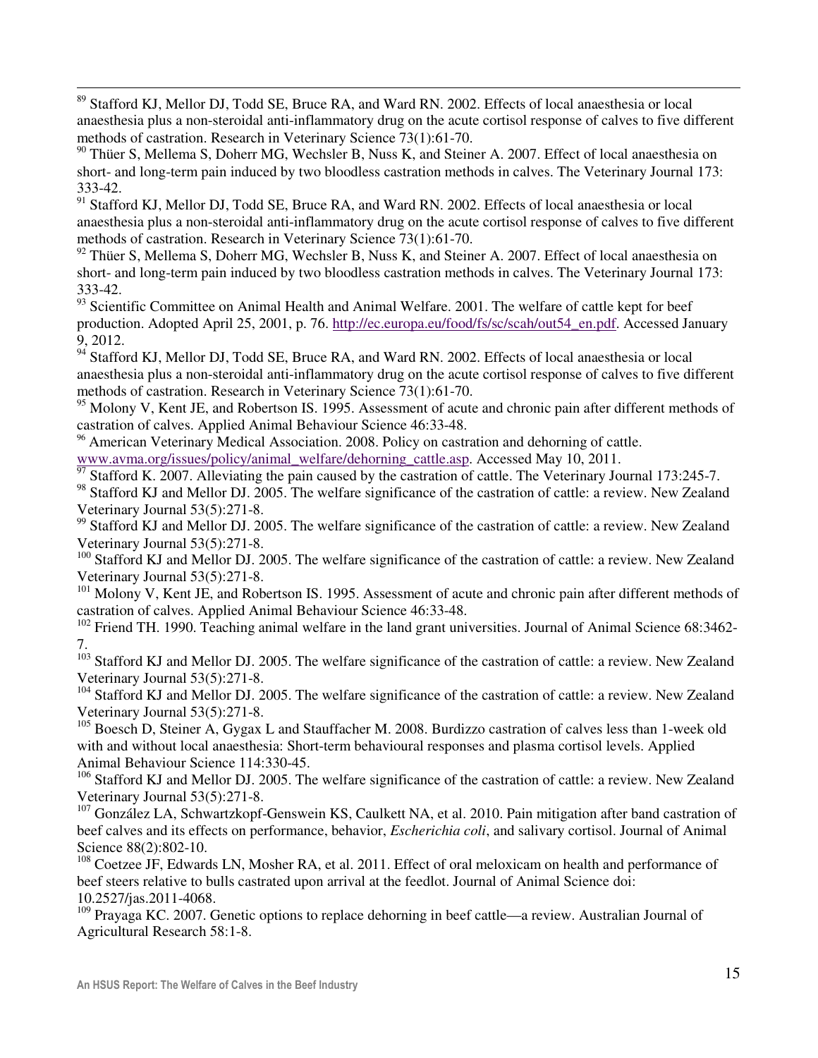[89] Stafford KJ, Mellor DJ, Todd SE, Bruce RA, and Ward RN. 2002. Effects of local anaesthesia or local anaesthesia plus a non-steroidal anti-inflammatory drug on the acute cortisol response of calves to five different methods of castration. Research in Veterinary Science 73(1):61-70.

[90] Thüer S, Mellema S, Doherr MG, Wechsler B, Nuss K, and Steiner A. 2007. Effect of local anaesthesia on short- and long-term pain induced by two bloodless castration methods in calves. The Veterinary Journal 173: 333-42.

[91] Stafford KJ, Mellor DJ, Todd SE, Bruce RA, and Ward RN. 2002. Effects of local anaesthesia or local anaesthesia plus a non-steroidal anti-inflammatory drug on the acute cortisol response of calves to five different methods of castration. Research in Veterinary Science 73(1):61-70.

[92] Thüer S, Mellema S, Doherr MG, Wechsler B, Nuss K, and Steiner A. 2007. Effect of local anaesthesia on short- and long-term pain induced by two bloodless castration methods in calves. The Veterinary Journal 173: 333-42.

[93] Scientific Committee on Animal Health and Animal Welfare. 2001. The welfare of cattle kept for beef production. Adopted April 25, 2001, p. 76. http://ec.europa.eu/food/fs/sc/scah/out54_en.pdf. Accessed January 9, 2012.

[94] Stafford KJ, Mellor DJ, Todd SE, Bruce RA, and Ward RN. 2002. Effects of local anaesthesia or local anaesthesia plus a non-steroidal anti-inflammatory drug on the acute cortisol response of calves to five different methods of castration. Research in Veterinary Science 73(1):61-70.

[95] Molony V, Kent JE, and Robertson IS. 1995. Assessment of acute and chronic pain after different methods of castration of calves. Applied Animal Behaviour Science 46:33-48.

[96] American Veterinary Medical Association. 2008. Policy on castration and dehorning of cattle. www.avma.org/issues/policy/animal_welfare/dehorning_cattle.asp. Accessed May 10, 2011.

[97] Stafford K. 2007. Alleviating the pain caused by the castration of cattle. The Veterinary Journal 173:245-7.

[98] Stafford KJ and Mellor DJ. 2005. The welfare significance of the castration of cattle: a review. New Zealand Veterinary Journal 53(5):271-8.

[99] Stafford KJ and Mellor DJ. 2005. The welfare significance of the castration of cattle: a review. New Zealand Veterinary Journal 53(5):271-8.

[100] Stafford KJ and Mellor DJ. 2005. The welfare significance of the castration of cattle: a review. New Zealand Veterinary Journal 53(5):271-8.

[101] Molony V, Kent JE, and Robertson IS. 1995. Assessment of acute and chronic pain after different methods of castration of calves. Applied Animal Behaviour Science 46:33-48.

[102] Friend TH. 1990. Teaching animal welfare in the land grant universities. Journal of Animal Science 68:3462-7.

[103] Stafford KJ and Mellor DJ. 2005. The welfare significance of the castration of cattle: a review. New Zealand Veterinary Journal 53(5):271-8.

[104] Stafford KJ and Mellor DJ. 2005. The welfare significance of the castration of cattle: a review. New Zealand Veterinary Journal 53(5):271-8.

[105] Boesch D, Steiner A, Gygax L and Stauffacher M. 2008. Burdizzo castration of calves less than 1-week old with and without local anaesthesia: Short-term behavioural responses and plasma cortisol levels. Applied Animal Behaviour Science 114:330-45.

[106] Stafford KJ and Mellor DJ. 2005. The welfare significance of the castration of cattle: a review. New Zealand Veterinary Journal 53(5):271-8.

[107] González LA, Schwartzkopf-Genswein KS, Caulkett NA, et al. 2010. Pain mitigation after band castration of beef calves and its effects on performance, behavior, *Escherichia coli*, and salivary cortisol. Journal of Animal Science 88(2):802-10.

[108] Coetzee JF, Edwards LN, Mosher RA, et al. 2011. Effect of oral meloxicam on health and performance of beef steers relative to bulls castrated upon arrival at the feedlot. Journal of Animal Science doi: 10.2527/jas.2011-4068.

[109] Prayaga KC. 2007. Genetic options to replace dehorning in beef cattle—a review. Australian Journal of Agricultural Research 58:1-8.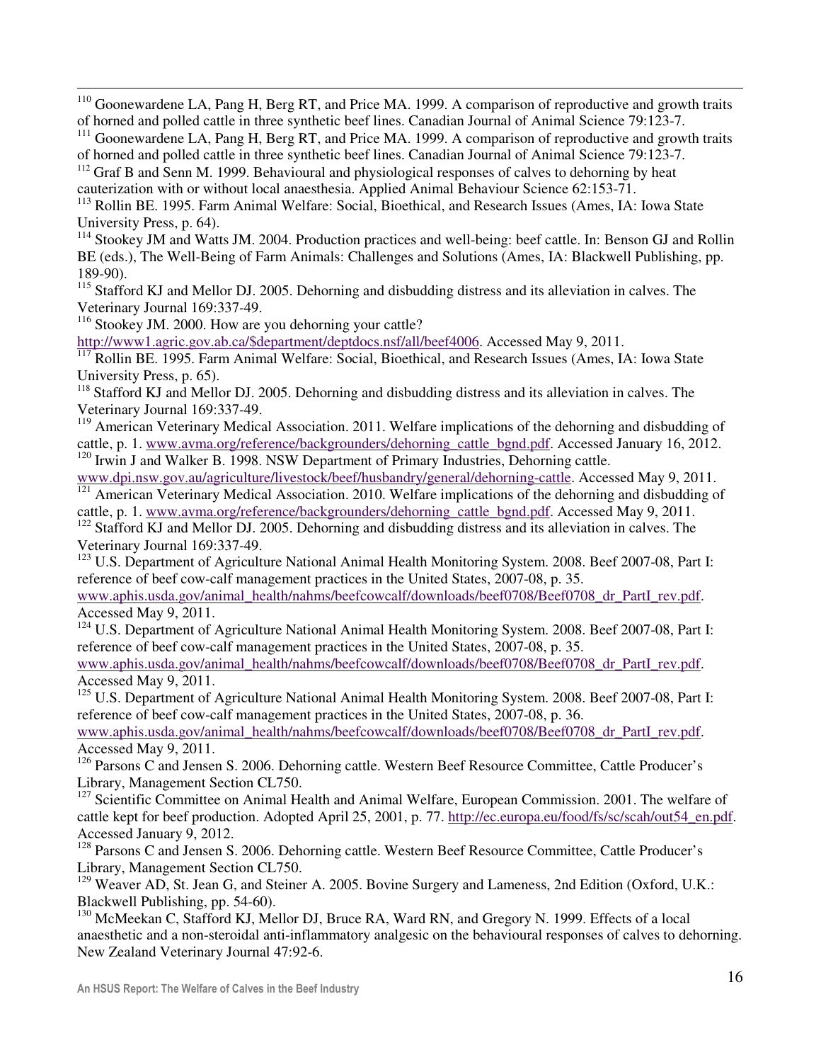[110] Goonewardene LA, Pang H, Berg RT, and Price MA. 1999. A comparison of reproductive and growth traits of horned and polled cattle in three synthetic beef lines. Canadian Journal of Animal Science 79:123-7.

[111] Goonewardene LA, Pang H, Berg RT, and Price MA. 1999. A comparison of reproductive and growth traits of horned and polled cattle in three synthetic beef lines. Canadian Journal of Animal Science 79:123-7.

[112] Graf B and Senn M. 1999. Behavioural and physiological responses of calves to dehorning by heat cauterization with or without local anaesthesia. Applied Animal Behaviour Science 62:153-71.

[113] Rollin BE. 1995. Farm Animal Welfare: Social, Bioethical, and Research Issues (Ames, IA: Iowa State University Press, p. 64).

[114] Stookey JM and Watts JM. 2004. Production practices and well-being: beef cattle. In: Benson GJ and Rollin BE (eds.), The Well-Being of Farm Animals: Challenges and Solutions (Ames, IA: Blackwell Publishing, pp. 189-90).

[115] Stafford KJ and Mellor DJ. 2005. Dehorning and disbudding distress and its alleviation in calves. The Veterinary Journal 169:337-49.

[116] Stookey JM. 2000. How are you dehorning your cattle? http://www1.agric.gov.ab.ca/$department/deptdocs.nsf/all/beef4006. Accessed May 9, 2011.

[117] Rollin BE. 1995. Farm Animal Welfare: Social, Bioethical, and Research Issues (Ames, IA: Iowa State University Press, p. 65).

[118] Stafford KJ and Mellor DJ. 2005. Dehorning and disbudding distress and its alleviation in calves. The Veterinary Journal 169:337-49.

[119] American Veterinary Medical Association. 2011. Welfare implications of the dehorning and disbudding of cattle, p. 1. www.avma.org/reference/backgrounders/dehorning_cattle_bgnd.pdf. Accessed January 16, 2012.

[120] Irwin J and Walker B. 1998. NSW Department of Primary Industries, Dehorning cattle. www.dpi.nsw.gov.au/agriculture/livestock/beef/husbandry/general/dehorning-cattle. Accessed May 9, 2011.

[121] American Veterinary Medical Association. 2010. Welfare implications of the dehorning and disbudding of cattle, p. 1. www.avma.org/reference/backgrounders/dehorning_cattle_bgnd.pdf. Accessed May 9, 2011.

[122] Stafford KJ and Mellor DJ. 2005. Dehorning and disbudding distress and its alleviation in calves. The Veterinary Journal 169:337-49.

[123] U.S. Department of Agriculture National Animal Health Monitoring System. 2008. Beef 2007-08, Part I: reference of beef cow-calf management practices in the United States, 2007-08, p. 35. www.aphis.usda.gov/animal_health/nahms/beefcowcalf/downloads/beef0708/Beef0708_dr_PartI_rev.pdf. Accessed May 9, 2011.

[124] U.S. Department of Agriculture National Animal Health Monitoring System. 2008. Beef 2007-08, Part I: reference of beef cow-calf management practices in the United States, 2007-08, p. 35. www.aphis.usda.gov/animal_health/nahms/beefcowcalf/downloads/beef0708/Beef0708_dr_PartI_rev.pdf. Accessed May 9, 2011.

[125] U.S. Department of Agriculture National Animal Health Monitoring System. 2008. Beef 2007-08, Part I: reference of beef cow-calf management practices in the United States, 2007-08, p. 36. www.aphis.usda.gov/animal_health/nahms/beefcowcalf/downloads/beef0708/Beef0708_dr_PartI_rev.pdf. Accessed May 9, 2011.

[126] Parsons C and Jensen S. 2006. Dehorning cattle. Western Beef Resource Committee, Cattle Producer's Library, Management Section CL750.

[127] Scientific Committee on Animal Health and Animal Welfare, European Commission. 2001. The welfare of cattle kept for beef production. Adopted April 25, 2001, p. 77. http://ec.europa.eu/food/fs/sc/scah/out54_en.pdf. Accessed January 9, 2012.

[128] Parsons C and Jensen S. 2006. Dehorning cattle. Western Beef Resource Committee, Cattle Producer's Library, Management Section CL750.

[129] Weaver AD, St. Jean G, and Steiner A. 2005. Bovine Surgery and Lameness, 2nd Edition (Oxford, U.K.: Blackwell Publishing, pp. 54-60).

[130] McMeekan C, Stafford KJ, Mellor DJ, Bruce RA, Ward RN, and Gregory N. 1999. Effects of a local anaesthetic and a non-steroidal anti-inflammatory analgesic on the behavioural responses of calves to dehorning. New Zealand Veterinary Journal 47:92-6.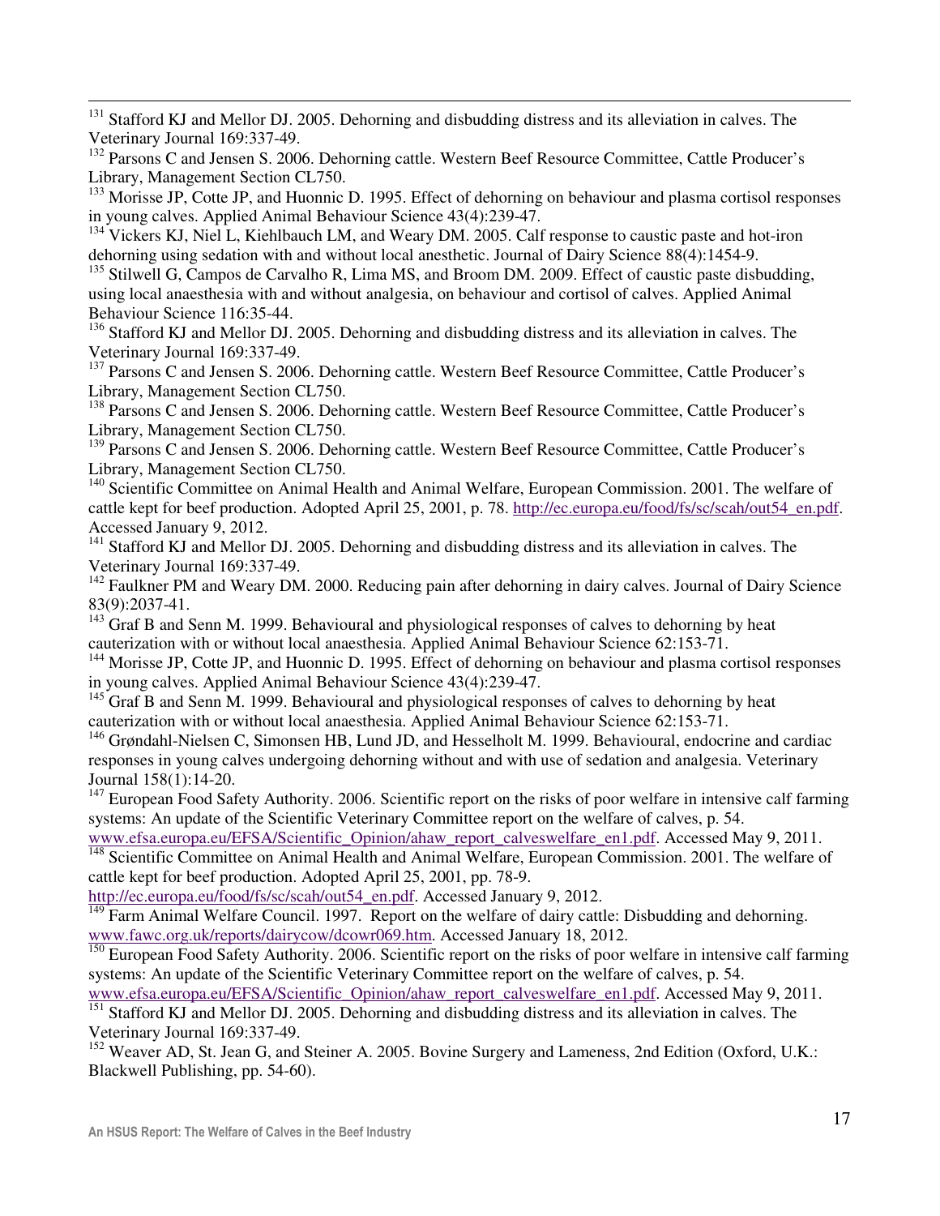[131] Stafford KJ and Mellor DJ. 2005. Dehorning and disbudding distress and its alleviation in calves. The Veterinary Journal 169:337-49.

[132] Parsons C and Jensen S. 2006. Dehorning cattle. Western Beef Resource Committee, Cattle Producer's Library, Management Section CL750.

[133] Morisse JP, Cotte JP, and Huonnic D. 1995. Effect of dehorning on behaviour and plasma cortisol responses in young calves. Applied Animal Behaviour Science 43(4):239-47.

[134] Vickers KJ, Niel L, Kiehlbauch LM, and Weary DM. 2005. Calf response to caustic paste and hot-iron dehorning using sedation with and without local anesthetic. Journal of Dairy Science 88(4):1454-9.

[135] Stilwell G, Campos de Carvalho R, Lima MS, and Broom DM. 2009. Effect of caustic paste disbudding, using local anaesthesia with and without analgesia, on behaviour and cortisol of calves. Applied Animal Behaviour Science 116:35-44.

[136] Stafford KJ and Mellor DJ. 2005. Dehorning and disbudding distress and its alleviation in calves. The Veterinary Journal 169:337-49.

[137] Parsons C and Jensen S. 2006. Dehorning cattle. Western Beef Resource Committee, Cattle Producer's Library, Management Section CL750.

[138] Parsons C and Jensen S. 2006. Dehorning cattle. Western Beef Resource Committee, Cattle Producer's Library, Management Section CL750.

[139] Parsons C and Jensen S. 2006. Dehorning cattle. Western Beef Resource Committee, Cattle Producer's Library, Management Section CL750.

[140] Scientific Committee on Animal Health and Animal Welfare, European Commission. 2001. The welfare of cattle kept for beef production. Adopted April 25, 2001, p. 78. http://ec.europa.eu/food/fs/sc/scah/out54_en.pdf. Accessed January 9, 2012.

[141] Stafford KJ and Mellor DJ. 2005. Dehorning and disbudding distress and its alleviation in calves. The Veterinary Journal 169:337-49.

[142] Faulkner PM and Weary DM. 2000. Reducing pain after dehorning in dairy calves. Journal of Dairy Science 83(9):2037-41.

[143] Graf B and Senn M. 1999. Behavioural and physiological responses of calves to dehorning by heat cauterization with or without local anaesthesia. Applied Animal Behaviour Science 62:153-71.

[144] Morisse JP, Cotte JP, and Huonnic D. 1995. Effect of dehorning on behaviour and plasma cortisol responses in young calves. Applied Animal Behaviour Science 43(4):239-47.

[145] Graf B and Senn M. 1999. Behavioural and physiological responses of calves to dehorning by heat cauterization with or without local anaesthesia. Applied Animal Behaviour Science 62:153-71.

[146] Grøndahl-Nielsen C, Simonsen HB, Lund JD, and Hesselholt M. 1999. Behavioural, endocrine and cardiac responses in young calves undergoing dehorning without and with use of sedation and analgesia. Veterinary Journal 158(1):14-20.

[147] European Food Safety Authority. 2006. Scientific report on the risks of poor welfare in intensive calf farming systems: An update of the Scientific Veterinary Committee report on the welfare of calves, p. 54. www.efsa.europa.eu/EFSA/Scientific_Opinion/ahaw_report_calveswelfare_en1.pdf. Accessed May 9, 2011.

[148] Scientific Committee on Animal Health and Animal Welfare, European Commission. 2001. The welfare of cattle kept for beef production. Adopted April 25, 2001, pp. 78-9. http://ec.europa.eu/food/fs/sc/scah/out54_en.pdf. Accessed January 9, 2012.

[149] Farm Animal Welfare Council. 1997. Report on the welfare of dairy cattle: Disbudding and dehorning. www.fawc.org.uk/reports/dairycow/dcowr069.htm. Accessed January 18, 2012.

[150] European Food Safety Authority. 2006. Scientific report on the risks of poor welfare in intensive calf farming systems: An update of the Scientific Veterinary Committee report on the welfare of calves, p. 54. www.efsa.europa.eu/EFSA/Scientific_Opinion/ahaw_report_calveswelfare_en1.pdf. Accessed May 9, 2011.

[151] Stafford KJ and Mellor DJ. 2005. Dehorning and disbudding distress and its alleviation in calves. The Veterinary Journal 169:337-49.

[152] Weaver AD, St. Jean G, and Steiner A. 2005. Bovine Surgery and Lameness, 2nd Edition (Oxford, U.K.: Blackwell Publishing, pp. 54-60).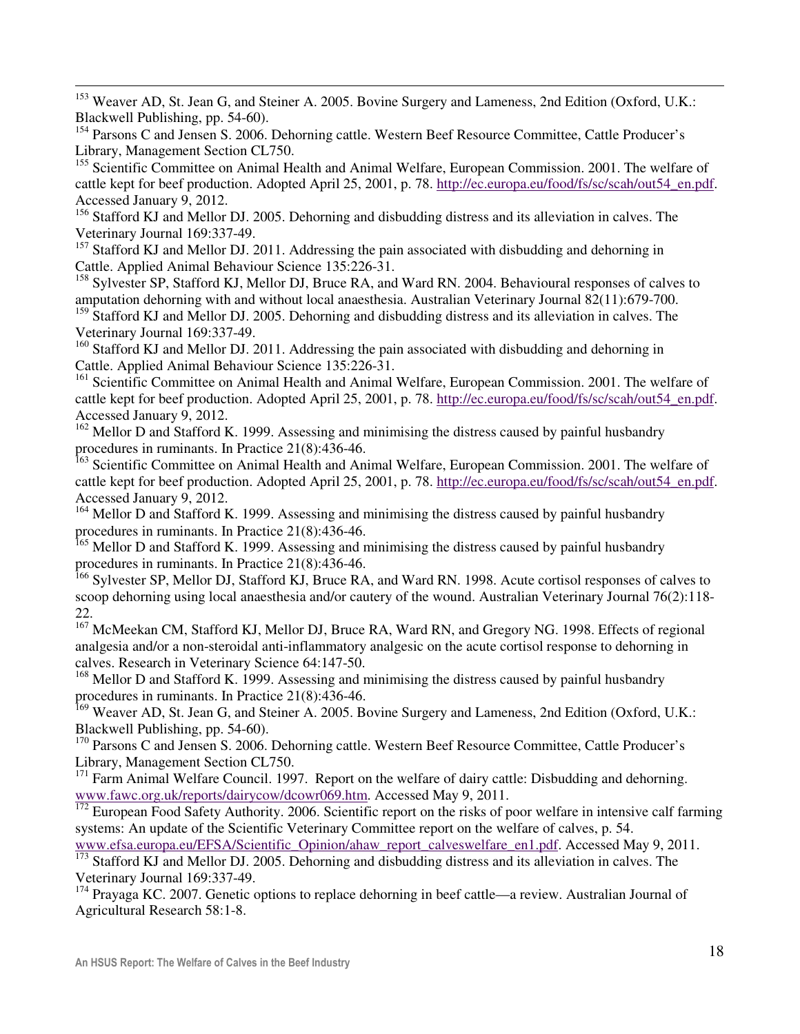[153] Weaver AD, St. Jean G, and Steiner A. 2005. Bovine Surgery and Lameness, 2nd Edition (Oxford, U.K.: Blackwell Publishing, pp. 54-60).

[154] Parsons C and Jensen S. 2006. Dehorning cattle. Western Beef Resource Committee, Cattle Producer's Library, Management Section CL750.

[155] Scientific Committee on Animal Health and Animal Welfare, European Commission. 2001. The welfare of cattle kept for beef production. Adopted April 25, 2001, p. 78. http://ec.europa.eu/food/fs/sc/scah/out54_en.pdf. Accessed January 9, 2012.

[156] Stafford KJ and Mellor DJ. 2005. Dehorning and disbudding distress and its alleviation in calves. The Veterinary Journal 169:337-49.

[157] Stafford KJ and Mellor DJ. 2011. Addressing the pain associated with disbudding and dehorning in Cattle. Applied Animal Behaviour Science 135:226-31.

[158] Sylvester SP, Stafford KJ, Mellor DJ, Bruce RA, and Ward RN. 2004. Behavioural responses of calves to amputation dehorning with and without local anaesthesia. Australian Veterinary Journal 82(11):679-700.

[159] Stafford KJ and Mellor DJ. 2005. Dehorning and disbudding distress and its alleviation in calves. The Veterinary Journal 169:337-49.

[160] Stafford KJ and Mellor DJ. 2011. Addressing the pain associated with disbudding and dehorning in Cattle. Applied Animal Behaviour Science 135:226-31.

[161] Scientific Committee on Animal Health and Animal Welfare, European Commission. 2001. The welfare of cattle kept for beef production. Adopted April 25, 2001, p. 78. http://ec.europa.eu/food/fs/sc/scah/out54_en.pdf. Accessed January 9, 2012.

[162] Mellor D and Stafford K. 1999. Assessing and minimising the distress caused by painful husbandry procedures in ruminants. In Practice 21(8):436-46.

[163] Scientific Committee on Animal Health and Animal Welfare, European Commission. 2001. The welfare of cattle kept for beef production. Adopted April 25, 2001, p. 78. http://ec.europa.eu/food/fs/sc/scah/out54_en.pdf. Accessed January 9, 2012.

[164] Mellor D and Stafford K. 1999. Assessing and minimising the distress caused by painful husbandry procedures in ruminants. In Practice 21(8):436-46.

[165] Mellor D and Stafford K. 1999. Assessing and minimising the distress caused by painful husbandry procedures in ruminants. In Practice 21(8):436-46.

[166] Sylvester SP, Mellor DJ, Stafford KJ, Bruce RA, and Ward RN. 1998. Acute cortisol responses of calves to scoop dehorning using local anaesthesia and/or cautery of the wound. Australian Veterinary Journal 76(2):118-22.

[167] McMeekan CM, Stafford KJ, Mellor DJ, Bruce RA, Ward RN, and Gregory NG. 1998. Effects of regional analgesia and/or a non-steroidal anti-inflammatory analgesic on the acute cortisol response to dehorning in calves. Research in Veterinary Science 64:147-50.

[168] Mellor D and Stafford K. 1999. Assessing and minimising the distress caused by painful husbandry procedures in ruminants. In Practice 21(8):436-46.

[169] Weaver AD, St. Jean G, and Steiner A. 2005. Bovine Surgery and Lameness, 2nd Edition (Oxford, U.K.: Blackwell Publishing, pp. 54-60).

[170] Parsons C and Jensen S. 2006. Dehorning cattle. Western Beef Resource Committee, Cattle Producer's Library, Management Section CL750.

[171] Farm Animal Welfare Council. 1997. Report on the welfare of dairy cattle: Disbudding and dehorning. www.fawc.org.uk/reports/dairycow/dcowr069.htm. Accessed May 9, 2011.

[172] European Food Safety Authority. 2006. Scientific report on the risks of poor welfare in intensive calf farming systems: An update of the Scientific Veterinary Committee report on the welfare of calves, p. 54. www.efsa.europa.eu/EFSA/Scientific_Opinion/ahaw_report_calveswelfare_en1.pdf. Accessed May 9, 2011.

[173] Stafford KJ and Mellor DJ. 2005. Dehorning and disbudding distress and its alleviation in calves. The Veterinary Journal 169:337-49.

[174] Prayaga KC. 2007. Genetic options to replace dehorning in beef cattle—a review. Australian Journal of Agricultural Research 58:1-8.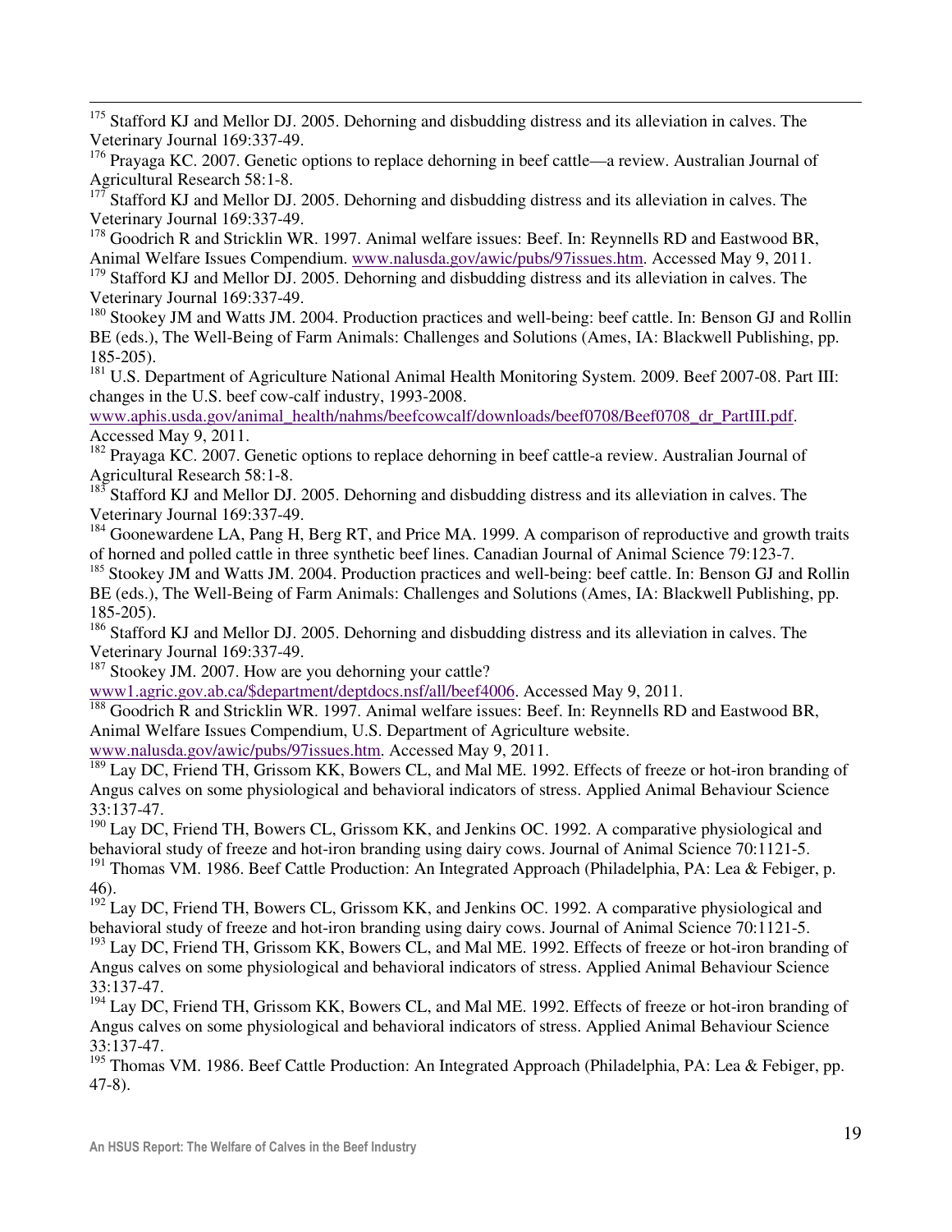[175] Stafford KJ and Mellor DJ. 2005. Dehorning and disbudding distress and its alleviation in calves. The Veterinary Journal 169:337-49.

[176] Prayaga KC. 2007. Genetic options to replace dehorning in beef cattle—a review. Australian Journal of Agricultural Research 58:1-8.

[177] Stafford KJ and Mellor DJ. 2005. Dehorning and disbudding distress and its alleviation in calves. The Veterinary Journal 169:337-49.

[178] Goodrich R and Stricklin WR. 1997. Animal welfare issues: Beef. In: Reynnells RD and Eastwood BR, Animal Welfare Issues Compendium. www.nalusda.gov/awic/pubs/97issues.htm. Accessed May 9, 2011.

[179] Stafford KJ and Mellor DJ. 2005. Dehorning and disbudding distress and its alleviation in calves. The Veterinary Journal 169:337-49.

[180] Stookey JM and Watts JM. 2004. Production practices and well-being: beef cattle. In: Benson GJ and Rollin BE (eds.), The Well-Being of Farm Animals: Challenges and Solutions (Ames, IA: Blackwell Publishing, pp. 185-205).

[181] U.S. Department of Agriculture National Animal Health Monitoring System. 2009. Beef 2007-08. Part III: changes in the U.S. beef cow-calf industry, 1993-2008. www.aphis.usda.gov/animal_health/nahms/beefcowcalf/downloads/beef0708/Beef0708_dr_PartIII.pdf. Accessed May 9, 2011.

[182] Prayaga KC. 2007. Genetic options to replace dehorning in beef cattle-a review. Australian Journal of Agricultural Research 58:1-8.

[183] Stafford KJ and Mellor DJ. 2005. Dehorning and disbudding distress and its alleviation in calves. The Veterinary Journal 169:337-49.

[184] Goonewardene LA, Pang H, Berg RT, and Price MA. 1999. A comparison of reproductive and growth traits of horned and polled cattle in three synthetic beef lines. Canadian Journal of Animal Science 79:123-7.

[185] Stookey JM and Watts JM. 2004. Production practices and well-being: beef cattle. In: Benson GJ and Rollin BE (eds.), The Well-Being of Farm Animals: Challenges and Solutions (Ames, IA: Blackwell Publishing, pp. 185-205).

[186] Stafford KJ and Mellor DJ. 2005. Dehorning and disbudding distress and its alleviation in calves. The Veterinary Journal 169:337-49.

[187] Stookey JM. 2007. How are you dehorning your cattle? www1.agric.gov.ab.ca/$department/deptdocs.nsf/all/beef4006. Accessed May 9, 2011.

[188] Goodrich R and Stricklin WR. 1997. Animal welfare issues: Beef. In: Reynnells RD and Eastwood BR, Animal Welfare Issues Compendium, U.S. Department of Agriculture website. www.nalusda.gov/awic/pubs/97issues.htm. Accessed May 9, 2011.

[189] Lay DC, Friend TH, Grissom KK, Bowers CL, and Mal ME. 1992. Effects of freeze or hot-iron branding of Angus calves on some physiological and behavioral indicators of stress. Applied Animal Behaviour Science 33:137-47.

[190] Lay DC, Friend TH, Bowers CL, Grissom KK, and Jenkins OC. 1992. A comparative physiological and behavioral study of freeze and hot-iron branding using dairy cows. Journal of Animal Science 70:1121-5.

[191] Thomas VM. 1986. Beef Cattle Production: An Integrated Approach (Philadelphia, PA: Lea & Febiger, p. 46).

[192] Lay DC, Friend TH, Bowers CL, Grissom KK, and Jenkins OC. 1992. A comparative physiological and behavioral study of freeze and hot-iron branding using dairy cows. Journal of Animal Science 70:1121-5.

[193] Lay DC, Friend TH, Grissom KK, Bowers CL, and Mal ME. 1992. Effects of freeze or hot-iron branding of Angus calves on some physiological and behavioral indicators of stress. Applied Animal Behaviour Science 33:137-47.

[194] Lay DC, Friend TH, Grissom KK, Bowers CL, and Mal ME. 1992. Effects of freeze or hot-iron branding of Angus calves on some physiological and behavioral indicators of stress. Applied Animal Behaviour Science 33:137-47.

[195] Thomas VM. 1986. Beef Cattle Production: An Integrated Approach (Philadelphia, PA: Lea & Febiger, pp. 47-8).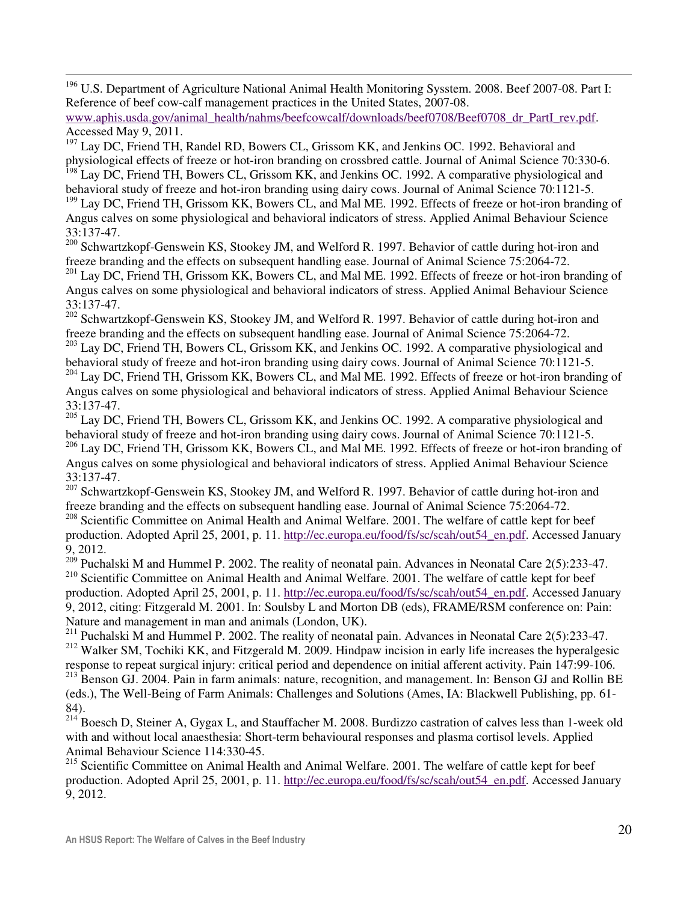[196] U.S. Department of Agriculture National Animal Health Monitoring Sysstem. 2008. Beef 2007-08. Part I: Reference of beef cow-calf management practices in the United States, 2007-08. www.aphis.usda.gov/animal_health/nahms/beefcowcalf/downloads/beef0708/Beef0708_dr_PartI_rev.pdf. Accessed May 9, 2011.

[197] Lay DC, Friend TH, Randel RD, Bowers CL, Grissom KK, and Jenkins OC. 1992. Behavioral and physiological effects of freeze or hot-iron branding on crossbred cattle. Journal of Animal Science 70:330-6.

[198] Lay DC, Friend TH, Bowers CL, Grissom KK, and Jenkins OC. 1992. A comparative physiological and behavioral study of freeze and hot-iron branding using dairy cows. Journal of Animal Science 70:1121-5.

[199] Lay DC, Friend TH, Grissom KK, Bowers CL, and Mal ME. 1992. Effects of freeze or hot-iron branding of Angus calves on some physiological and behavioral indicators of stress. Applied Animal Behaviour Science 33:137-47.

[200] Schwartzkopf-Genswein KS, Stookey JM, and Welford R. 1997. Behavior of cattle during hot-iron and freeze branding and the effects on subsequent handling ease. Journal of Animal Science 75:2064-72.

[201] Lay DC, Friend TH, Grissom KK, Bowers CL, and Mal ME. 1992. Effects of freeze or hot-iron branding of Angus calves on some physiological and behavioral indicators of stress. Applied Animal Behaviour Science 33:137-47.

[202] Schwartzkopf-Genswein KS, Stookey JM, and Welford R. 1997. Behavior of cattle during hot-iron and freeze branding and the effects on subsequent handling ease. Journal of Animal Science 75:2064-72.

[203] Lay DC, Friend TH, Bowers CL, Grissom KK, and Jenkins OC. 1992. A comparative physiological and behavioral study of freeze and hot-iron branding using dairy cows. Journal of Animal Science 70:1121-5.

[204] Lay DC, Friend TH, Grissom KK, Bowers CL, and Mal ME. 1992. Effects of freeze or hot-iron branding of Angus calves on some physiological and behavioral indicators of stress. Applied Animal Behaviour Science 33:137-47.

[205] Lay DC, Friend TH, Bowers CL, Grissom KK, and Jenkins OC. 1992. A comparative physiological and behavioral study of freeze and hot-iron branding using dairy cows. Journal of Animal Science 70:1121-5.

[206] Lay DC, Friend TH, Grissom KK, Bowers CL, and Mal ME. 1992. Effects of freeze or hot-iron branding of Angus calves on some physiological and behavioral indicators of stress. Applied Animal Behaviour Science 33:137-47.

[207] Schwartzkopf-Genswein KS, Stookey JM, and Welford R. 1997. Behavior of cattle during hot-iron and freeze branding and the effects on subsequent handling ease. Journal of Animal Science 75:2064-72.

[208] Scientific Committee on Animal Health and Animal Welfare. 2001. The welfare of cattle kept for beef production. Adopted April 25, 2001, p. 11. http://ec.europa.eu/food/fs/sc/scah/out54_en.pdf. Accessed January 9, 2012.

[209] Puchalski M and Hummel P. 2002. The reality of neonatal pain. Advances in Neonatal Care 2(5):233-47.

[210] Scientific Committee on Animal Health and Animal Welfare. 2001. The welfare of cattle kept for beef production. Adopted April 25, 2001, p. 11. http://ec.europa.eu/food/fs/sc/scah/out54_en.pdf. Accessed January 9, 2012, citing: Fitzgerald M. 2001. In: Soulsby L and Morton DB (eds), FRAME/RSM conference on: Pain: Nature and management in man and animals (London, UK).

[211] Puchalski M and Hummel P. 2002. The reality of neonatal pain. Advances in Neonatal Care 2(5):233-47.

[212] Walker SM, Tochiki KK, and Fitzgerald M. 2009. Hindpaw incision in early life increases the hyperalgesic response to repeat surgical injury: critical period and dependence on initial afferent activity. Pain 147:99-106.

[213] Benson GJ. 2004. Pain in farm animals: nature, recognition, and management. In: Benson GJ and Rollin BE (eds.), The Well-Being of Farm Animals: Challenges and Solutions (Ames, IA: Blackwell Publishing, pp. 61-84).

[214] Boesch D, Steiner A, Gygax L, and Stauffacher M. 2008. Burdizzo castration of calves less than 1-week old with and without local anaesthesia: Short-term behavioural responses and plasma cortisol levels. Applied Animal Behaviour Science 114:330-45.

[215] Scientific Committee on Animal Health and Animal Welfare. 2001. The welfare of cattle kept for beef production. Adopted April 25, 2001, p. 11. http://ec.europa.eu/food/fs/sc/scah/out54_en.pdf. Accessed January 9, 2012.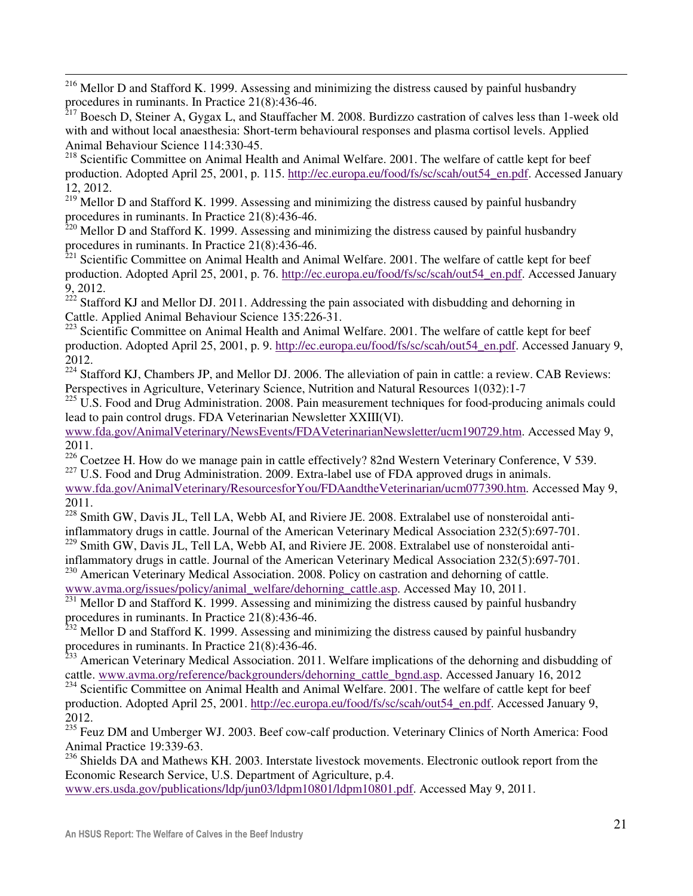[216] Mellor D and Stafford K. 1999. Assessing and minimizing the distress caused by painful husbandry procedures in ruminants. In Practice 21(8):436-46.

[217] Boesch D, Steiner A, Gygax L, and Stauffacher M. 2008. Burdizzo castration of calves less than 1-week old with and without local anaesthesia: Short-term behavioural responses and plasma cortisol levels. Applied Animal Behaviour Science 114:330-45.

[218] Scientific Committee on Animal Health and Animal Welfare. 2001. The welfare of cattle kept for beef production. Adopted April 25, 2001, p. 115. http://ec.europa.eu/food/fs/sc/scah/out54_en.pdf. Accessed January 12, 2012.

[219] Mellor D and Stafford K. 1999. Assessing and minimizing the distress caused by painful husbandry procedures in ruminants. In Practice 21(8):436-46.

[220] Mellor D and Stafford K. 1999. Assessing and minimizing the distress caused by painful husbandry procedures in ruminants. In Practice 21(8):436-46.

[221] Scientific Committee on Animal Health and Animal Welfare. 2001. The welfare of cattle kept for beef production. Adopted April 25, 2001, p. 76. http://ec.europa.eu/food/fs/sc/scah/out54_en.pdf. Accessed January 9, 2012.

[222] Stafford KJ and Mellor DJ. 2011. Addressing the pain associated with disbudding and dehorning in Cattle. Applied Animal Behaviour Science 135:226-31.

[223] Scientific Committee on Animal Health and Animal Welfare. 2001. The welfare of cattle kept for beef production. Adopted April 25, 2001, p. 9. http://ec.europa.eu/food/fs/sc/scah/out54_en.pdf. Accessed January 9, 2012.

[224] Stafford KJ, Chambers JP, and Mellor DJ. 2006. The alleviation of pain in cattle: a review. CAB Reviews: Perspectives in Agriculture, Veterinary Science, Nutrition and Natural Resources 1(032):1-7

[225] U.S. Food and Drug Administration. 2008. Pain measurement techniques for food-producing animals could lead to pain control drugs. FDA Veterinarian Newsletter XXIII(VI). www.fda.gov/AnimalVeterinary/NewsEvents/FDAVeterinarianNewsletter/ucm190729.htm. Accessed May 9, 2011.

[226] Coetzee H. How do we manage pain in cattle effectively? 82nd Western Veterinary Conference, V 539.

[227] U.S. Food and Drug Administration. 2009. Extra-label use of FDA approved drugs in animals. www.fda.gov/AnimalVeterinary/ResourcesforYou/FDAandtheVeterinarian/ucm077390.htm. Accessed May 9, 2011.

[228] Smith GW, Davis JL, Tell LA, Webb AI, and Riviere JE. 2008. Extralabel use of nonsteroidal anti-inflammatory drugs in cattle. Journal of the American Veterinary Medical Association 232(5):697-701.

[229] Smith GW, Davis JL, Tell LA, Webb AI, and Riviere JE. 2008. Extralabel use of nonsteroidal anti-inflammatory drugs in cattle. Journal of the American Veterinary Medical Association 232(5):697-701.

[230] American Veterinary Medical Association. 2008. Policy on castration and dehorning of cattle. www.avma.org/issues/policy/animal_welfare/dehorning_cattle.asp. Accessed May 10, 2011.

[231] Mellor D and Stafford K. 1999. Assessing and minimizing the distress caused by painful husbandry procedures in ruminants. In Practice 21(8):436-46.

[232] Mellor D and Stafford K. 1999. Assessing and minimizing the distress caused by painful husbandry procedures in ruminants. In Practice 21(8):436-46.

[233] American Veterinary Medical Association. 2011. Welfare implications of the dehorning and disbudding of cattle. www.avma.org/reference/backgrounders/dehorning_cattle_bgnd.asp. Accessed January 16, 2012

[234] Scientific Committee on Animal Health and Animal Welfare. 2001. The welfare of cattle kept for beef production. Adopted April 25, 2001. http://ec.europa.eu/food/fs/sc/scah/out54_en.pdf. Accessed January 9, 2012.

[235] Feuz DM and Umberger WJ. 2003. Beef cow-calf production. Veterinary Clinics of North America: Food Animal Practice 19:339-63.

[236] Shields DA and Mathews KH. 2003. Interstate livestock movements. Electronic outlook report from the Economic Research Service, U.S. Department of Agriculture, p.4. www.ers.usda.gov/publications/ldp/jun03/ldpm10801/ldpm10801.pdf. Accessed May 9, 2011.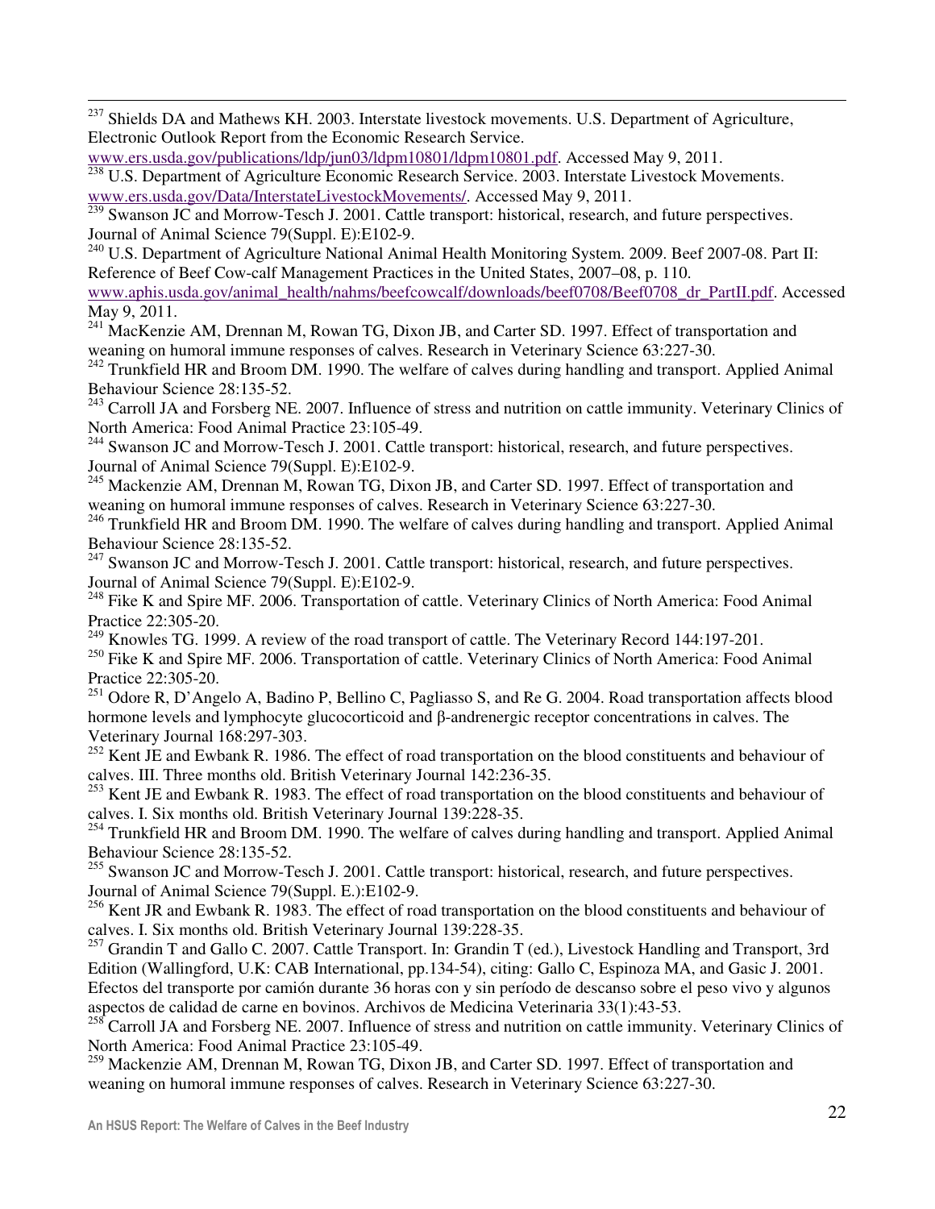[237] Shields DA and Mathews KH. 2003. Interstate livestock movements. U.S. Department of Agriculture, Electronic Outlook Report from the Economic Research Service. www.ers.usda.gov/publications/ldp/jun03/ldpm10801/ldpm10801.pdf. Accessed May 9, 2011.

[238] U.S. Department of Agriculture Economic Research Service. 2003. Interstate Livestock Movements. www.ers.usda.gov/Data/InterstateLivestockMovements/. Accessed May 9, 2011.

[239] Swanson JC and Morrow-Tesch J. 2001. Cattle transport: historical, research, and future perspectives. Journal of Animal Science 79(Suppl. E):E102-9.

[240] U.S. Department of Agriculture National Animal Health Monitoring System. 2009. Beef 2007-08. Part II: Reference of Beef Cow-calf Management Practices in the United States, 2007–08, p. 110. www.aphis.usda.gov/animal_health/nahms/beefcowcalf/downloads/beef0708/Beef0708_dr_PartII.pdf. Accessed May 9, 2011.

[241] MacKenzie AM, Drennan M, Rowan TG, Dixon JB, and Carter SD. 1997. Effect of transportation and weaning on humoral immune responses of calves. Research in Veterinary Science 63:227-30.

[242] Trunkfield HR and Broom DM. 1990. The welfare of calves during handling and transport. Applied Animal Behaviour Science 28:135-52.

[243] Carroll JA and Forsberg NE. 2007. Influence of stress and nutrition on cattle immunity. Veterinary Clinics of North America: Food Animal Practice 23:105-49.

[244] Swanson JC and Morrow-Tesch J. 2001. Cattle transport: historical, research, and future perspectives. Journal of Animal Science 79(Suppl. E):E102-9.

[245] Mackenzie AM, Drennan M, Rowan TG, Dixon JB, and Carter SD. 1997. Effect of transportation and weaning on humoral immune responses of calves. Research in Veterinary Science 63:227-30.

[246] Trunkfield HR and Broom DM. 1990. The welfare of calves during handling and transport. Applied Animal Behaviour Science 28:135-52.

[247] Swanson JC and Morrow-Tesch J. 2001. Cattle transport: historical, research, and future perspectives. Journal of Animal Science 79(Suppl. E):E102-9.

[248] Fike K and Spire MF. 2006. Transportation of cattle. Veterinary Clinics of North America: Food Animal Practice 22:305-20.

[249] Knowles TG. 1999. A review of the road transport of cattle. The Veterinary Record 144:197-201.

[250] Fike K and Spire MF. 2006. Transportation of cattle. Veterinary Clinics of North America: Food Animal Practice 22:305-20.

[251] Odore R, D'Angelo A, Badino P, Bellino C, Pagliasso S, and Re G. 2004. Road transportation affects blood hormone levels and lymphocyte glucocorticoid and β-andrenergic receptor concentrations in calves. The Veterinary Journal 168:297-303.

[252] Kent JE and Ewbank R. 1986. The effect of road transportation on the blood constituents and behaviour of calves. III. Three months old. British Veterinary Journal 142:236-35.

[253] Kent JE and Ewbank R. 1983. The effect of road transportation on the blood constituents and behaviour of calves. I. Six months old. British Veterinary Journal 139:228-35.

[254] Trunkfield HR and Broom DM. 1990. The welfare of calves during handling and transport. Applied Animal Behaviour Science 28:135-52.

[255] Swanson JC and Morrow-Tesch J. 2001. Cattle transport: historical, research, and future perspectives. Journal of Animal Science 79(Suppl. E.):E102-9.

[256] Kent JR and Ewbank R. 1983. The effect of road transportation on the blood constituents and behaviour of calves. I. Six months old. British Veterinary Journal 139:228-35.

[257] Grandin T and Gallo C. 2007. Cattle Transport. In: Grandin T (ed.), Livestock Handling and Transport, 3rd Edition (Wallingford, U.K: CAB International, pp.134-54), citing: Gallo C, Espinoza MA, and Gasic J. 2001. Efectos del transporte por camión durante 36 horas con y sin período de descanso sobre el peso vivo y algunos aspectos de calidad de carne en bovinos. Archivos de Medicina Veterinaria 33(1):43-53.

[258] Carroll JA and Forsberg NE. 2007. Influence of stress and nutrition on cattle immunity. Veterinary Clinics of North America: Food Animal Practice 23:105-49.

[259] Mackenzie AM, Drennan M, Rowan TG, Dixon JB, and Carter SD. 1997. Effect of transportation and weaning on humoral immune responses of calves. Research in Veterinary Science 63:227-30.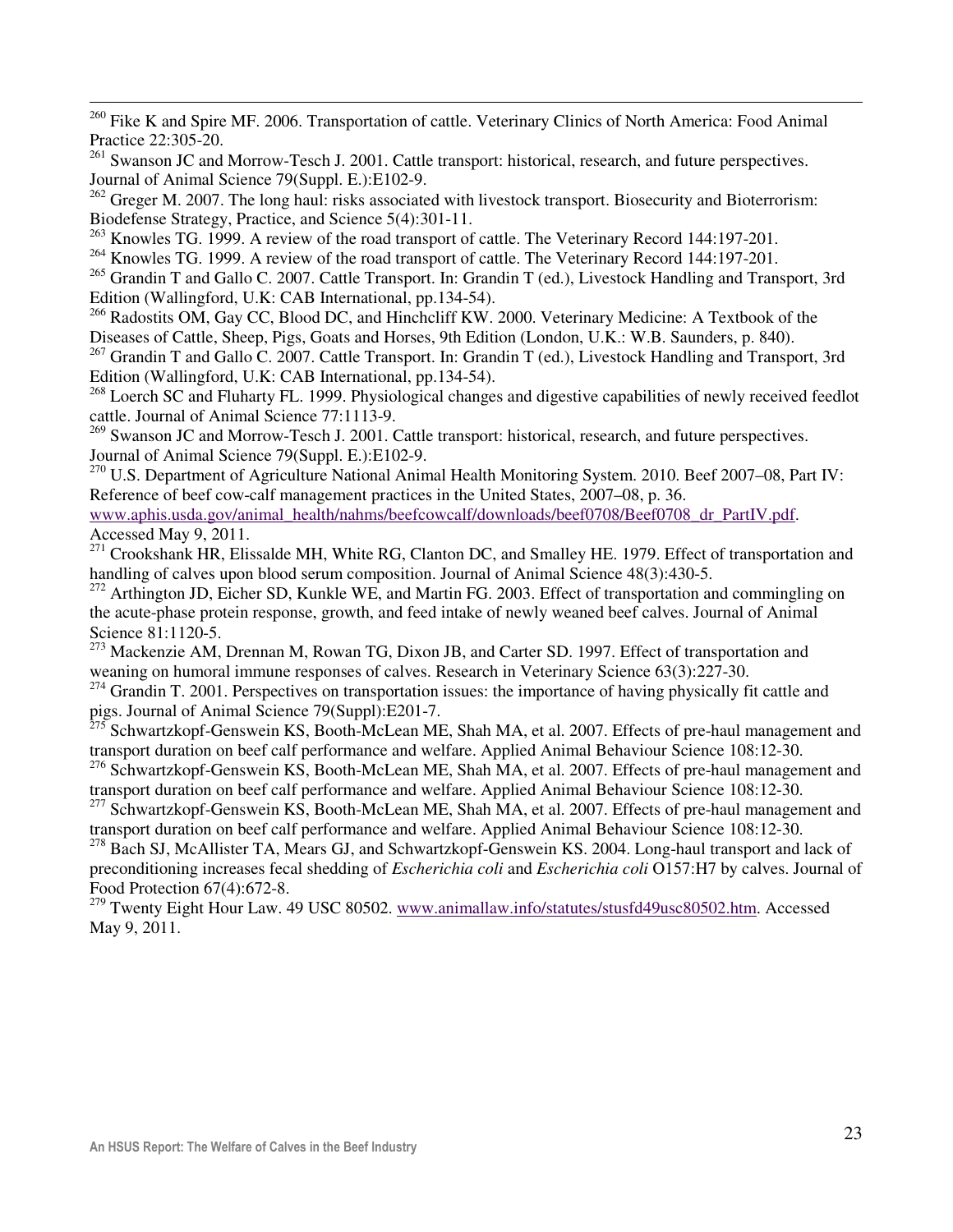[260] Fike K and Spire MF. 2006. Transportation of cattle. Veterinary Clinics of North America: Food Animal Practice 22:305-20.

[261] Swanson JC and Morrow-Tesch J. 2001. Cattle transport: historical, research, and future perspectives. Journal of Animal Science 79(Suppl. E.):E102-9.

[262] Greger M. 2007. The long haul: risks associated with livestock transport. Biosecurity and Bioterrorism: Biodefense Strategy, Practice, and Science 5(4):301-11.

[263] Knowles TG. 1999. A review of the road transport of cattle. The Veterinary Record 144:197-201.

[264] Knowles TG. 1999. A review of the road transport of cattle. The Veterinary Record 144:197-201.

[265] Grandin T and Gallo C. 2007. Cattle Transport. In: Grandin T (ed.), Livestock Handling and Transport, 3rd Edition (Wallingford, U.K: CAB International, pp.134-54).

[266] Radostits OM, Gay CC, Blood DC, and Hinchcliff KW. 2000. Veterinary Medicine: A Textbook of the Diseases of Cattle, Sheep, Pigs, Goats and Horses, 9th Edition (London, U.K.: W.B. Saunders, p. 840).

[267] Grandin T and Gallo C. 2007. Cattle Transport. In: Grandin T (ed.), Livestock Handling and Transport, 3rd Edition (Wallingford, U.K: CAB International, pp.134-54).

[268] Loerch SC and Fluharty FL. 1999. Physiological changes and digestive capabilities of newly received feedlot cattle. Journal of Animal Science 77:1113-9.

[269] Swanson JC and Morrow-Tesch J. 2001. Cattle transport: historical, research, and future perspectives. Journal of Animal Science 79(Suppl. E.):E102-9.

[270] U.S. Department of Agriculture National Animal Health Monitoring System. 2010. Beef 2007–08, Part IV: Reference of beef cow-calf management practices in the United States, 2007–08, p. 36. www.aphis.usda.gov/animal_health/nahms/beefcowcalf/downloads/beef0708/Beef0708_dr_PartIV.pdf. Accessed May 9, 2011.

[271] Crookshank HR, Elissalde MH, White RG, Clanton DC, and Smalley HE. 1979. Effect of transportation and handling of calves upon blood serum composition. Journal of Animal Science 48(3):430-5.

[272] Arthington JD, Eicher SD, Kunkle WE, and Martin FG. 2003. Effect of transportation and commingling on the acute-phase protein response, growth, and feed intake of newly weaned beef calves. Journal of Animal Science 81:1120-5.

[273] Mackenzie AM, Drennan M, Rowan TG, Dixon JB, and Carter SD. 1997. Effect of transportation and weaning on humoral immune responses of calves. Research in Veterinary Science 63(3):227-30.

[274] Grandin T. 2001. Perspectives on transportation issues: the importance of having physically fit cattle and pigs. Journal of Animal Science 79(Suppl):E201-7.

[275] Schwartzkopf-Genswein KS, Booth-McLean ME, Shah MA, et al. 2007. Effects of pre-haul management and transport duration on beef calf performance and welfare. Applied Animal Behaviour Science 108:12-30.

[276] Schwartzkopf-Genswein KS, Booth-McLean ME, Shah MA, et al. 2007. Effects of pre-haul management and transport duration on beef calf performance and welfare. Applied Animal Behaviour Science 108:12-30.

[277] Schwartzkopf-Genswein KS, Booth-McLean ME, Shah MA, et al. 2007. Effects of pre-haul management and transport duration on beef calf performance and welfare. Applied Animal Behaviour Science 108:12-30.

[278] Bach SJ, McAllister TA, Mears GJ, and Schwartzkopf-Genswein KS. 2004. Long-haul transport and lack of preconditioning increases fecal shedding of *Escherichia coli* and *Escherichia coli* O157:H7 by calves. Journal of Food Protection 67(4):672-8.

[279] Twenty Eight Hour Law. 49 USC 80502. www.animallaw.info/statutes/stusfd49usc80502.htm. Accessed May 9, 2011.